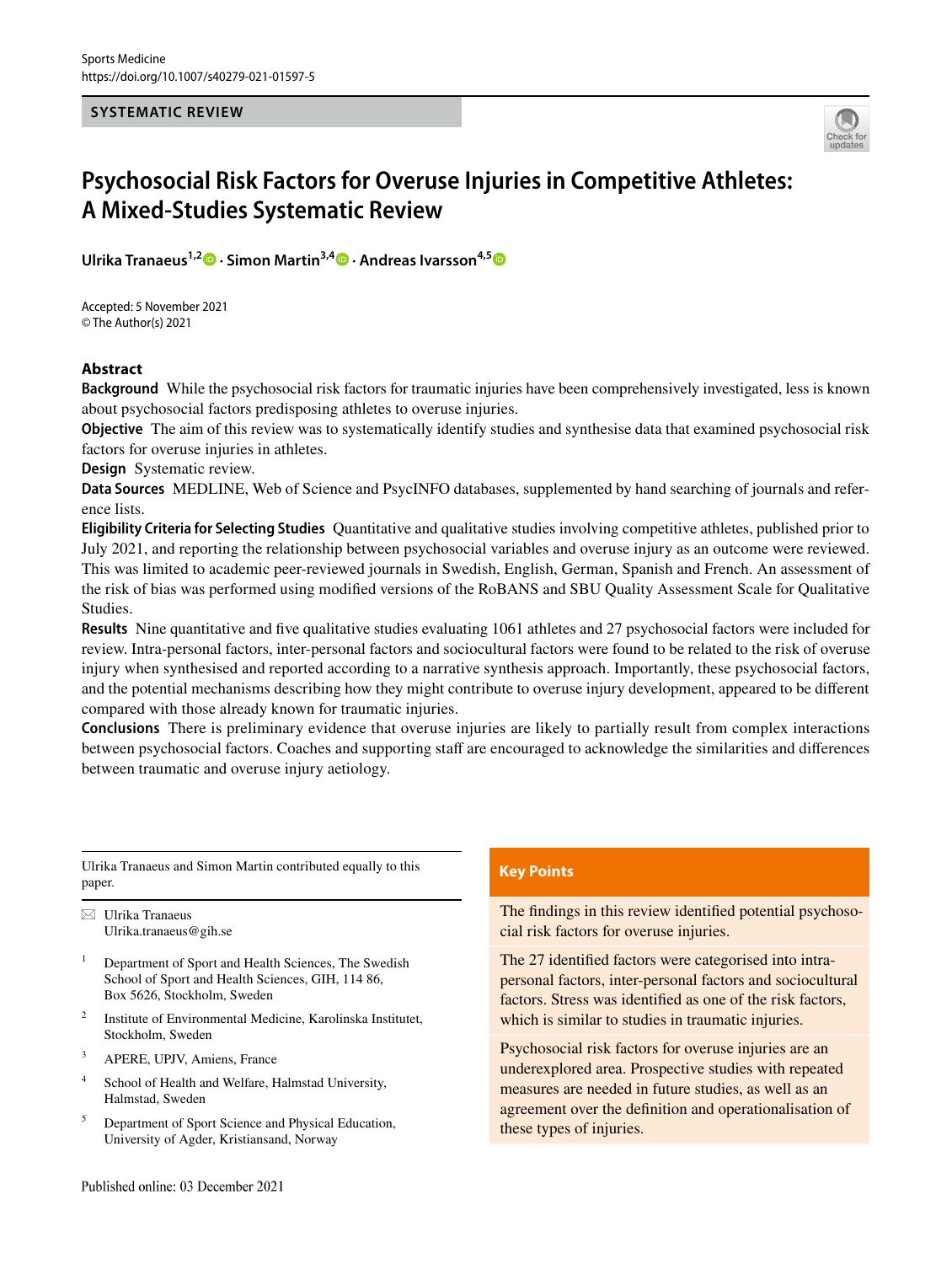SYSTEMATIC REVIEW

# Psychosocial Risk Factors for Overuse Injuries in Competitive Athletes: A Mixed-Studies Systematic Review

**Ulrika Tranaeus[1,2] · Simon Martin[3,4] · Andreas Ivarsson[4,5]**

Accepted: 5 November 2021
© The Author(s) 2021

## Abstract

**Background** While the psychosocial risk factors for traumatic injuries have been comprehensively investigated, less is known about psychosocial factors predisposing athletes to overuse injuries.

**Objective** The aim of this review was to systematically identify studies and synthesise data that examined psychosocial risk factors for overuse injuries in athletes.

**Design** Systematic review.

**Data Sources** MEDLINE, Web of Science and PsycINFO databases, supplemented by hand searching of journals and reference lists.

**Eligibility Criteria for Selecting Studies** Quantitative and qualitative studies involving competitive athletes, published prior to July 2021, and reporting the relationship between psychosocial variables and overuse injury as an outcome were reviewed. This was limited to academic peer-reviewed journals in Swedish, English, German, Spanish and French. An assessment of the risk of bias was performed using modified versions of the RoBANS and SBU Quality Assessment Scale for Qualitative Studies.

**Results** Nine quantitative and five qualitative studies evaluating 1061 athletes and 27 psychosocial factors were included for review. Intra-personal factors, inter-personal factors and sociocultural factors were found to be related to the risk of overuse injury when synthesised and reported according to a narrative synthesis approach. Importantly, these psychosocial factors, and the potential mechanisms describing how they might contribute to overuse injury development, appeared to be different compared with those already known for traumatic injuries.

**Conclusions** There is preliminary evidence that overuse injuries are likely to partially result from complex interactions between psychosocial factors. Coaches and supporting staff are encouraged to acknowledge the similarities and differences between traumatic and overuse injury aetiology.

---

Ulrika Tranaeus and Simon Martin contributed equally to this paper.

✉ Ulrika Tranaeus
Ulrika.tranaeus@gih.se

1. Department of Sport and Health Sciences, The Swedish School of Sport and Health Sciences, GIH, 114 86, Box 5626, Stockholm, Sweden
2. Institute of Environmental Medicine, Karolinska Institutet, Stockholm, Sweden
3. APERE, UPJV, Amiens, France
4. School of Health and Welfare, Halmstad University, Halmstad, Sweden
5. Department of Sport Science and Physical Education, University of Agder, Kristiansand, Norway

## Key Points

The findings in this review identified potential psychosocial risk factors for overuse injuries.

The 27 identified factors were categorised into intra-personal factors, inter-personal factors and sociocultural factors. Stress was identified as one of the risk factors, which is similar to studies in traumatic injuries.

Psychosocial risk factors for overuse injuries are an underexplored area. Prospective studies with repeated measures are needed in future studies, as well as an agreement over the definition and operationalisation of these types of injuries.

Published online: 03 December 2021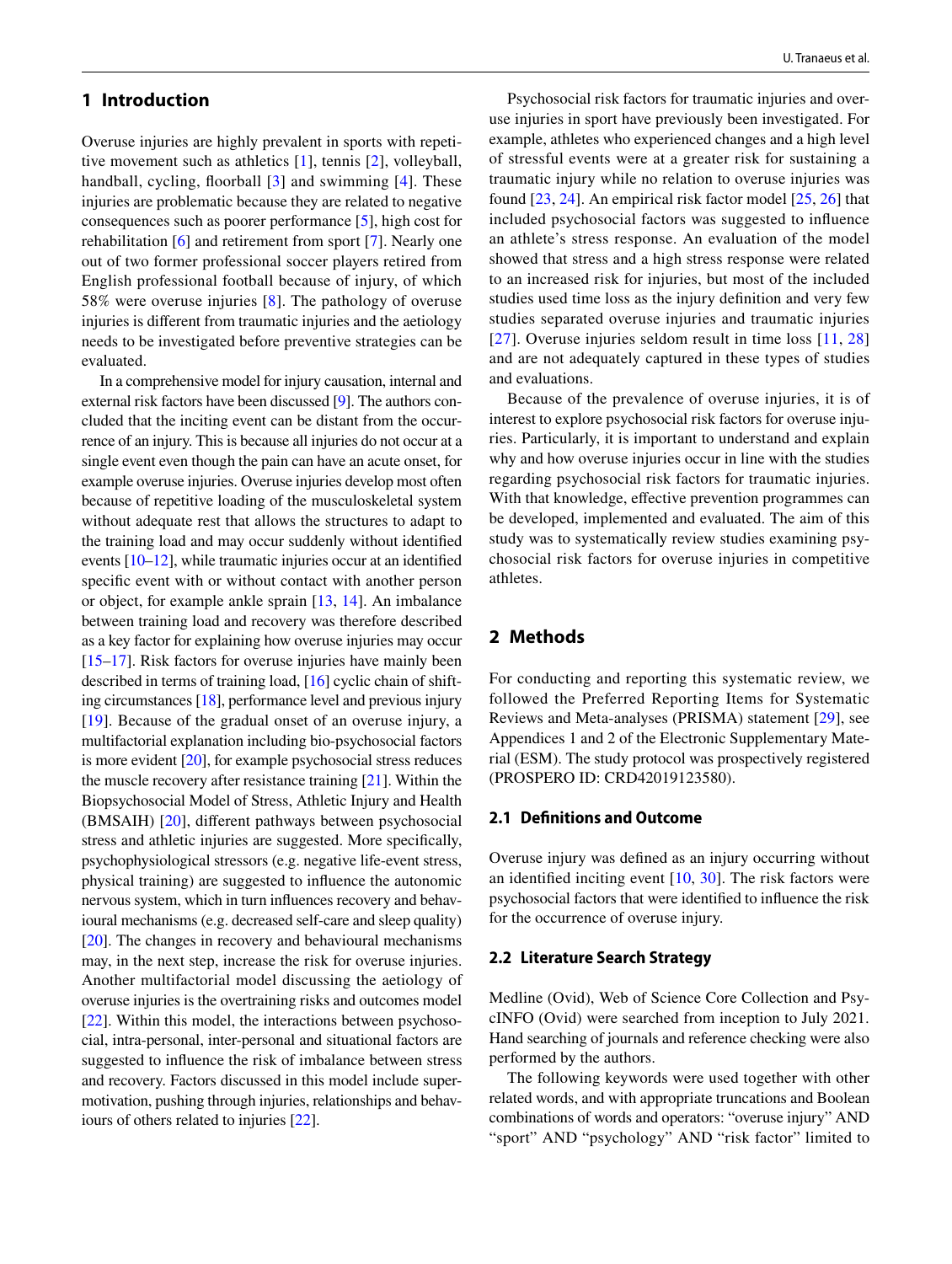## 1 Introduction

Overuse injuries are highly prevalent in sports with repetitive movement such as athletics [1], tennis [2], volleyball, handball, cycling, floorball [3] and swimming [4]. These injuries are problematic because they are related to negative consequences such as poorer performance [5], high cost for rehabilitation [6] and retirement from sport [7]. Nearly one out of two former professional soccer players retired from English professional football because of injury, of which 58% were overuse injuries [8]. The pathology of overuse injuries is different from traumatic injuries and the aetiology needs to be investigated before preventive strategies can be evaluated.

In a comprehensive model for injury causation, internal and external risk factors have been discussed [9]. The authors concluded that the inciting event can be distant from the occurrence of an injury. This is because all injuries do not occur at a single event even though the pain can have an acute onset, for example overuse injuries. Overuse injuries develop most often because of repetitive loading of the musculoskeletal system without adequate rest that allows the structures to adapt to the training load and may occur suddenly without identified events [10–12], while traumatic injuries occur at an identified specific event with or without contact with another person or object, for example ankle sprain [13, 14]. An imbalance between training load and recovery was therefore described as a key factor for explaining how overuse injuries may occur [15–17]. Risk factors for overuse injuries have mainly been described in terms of training load, [16] cyclic chain of shifting circumstances [18], performance level and previous injury [19]. Because of the gradual onset of an overuse injury, a multifactorial explanation including bio-psychosocial factors is more evident [20], for example psychosocial stress reduces the muscle recovery after resistance training [21]. Within the Biopsychosocial Model of Stress, Athletic Injury and Health (BMSAIH) [20], different pathways between psychosocial stress and athletic injuries are suggested. More specifically, psychophysiological stressors (e.g. negative life-event stress, physical training) are suggested to influence the autonomic nervous system, which in turn influences recovery and behavioural mechanisms (e.g. decreased self-care and sleep quality) [20]. The changes in recovery and behavioural mechanisms may, in the next step, increase the risk for overuse injuries. Another multifactorial model discussing the aetiology of overuse injuries is the overtraining risks and outcomes model [22]. Within this model, the interactions between psychosocial, intra-personal, inter-personal and situational factors are suggested to influence the risk of imbalance between stress and recovery. Factors discussed in this model include supermotivation, pushing through injuries, relationships and behaviours of others related to injuries [22].

Psychosocial risk factors for traumatic injuries and overuse injuries in sport have previously been investigated. For example, athletes who experienced changes and a high level of stressful events were at a greater risk for sustaining a traumatic injury while no relation to overuse injuries was found [23, 24]. An empirical risk factor model [25, 26] that included psychosocial factors was suggested to influence an athlete's stress response. An evaluation of the model showed that stress and a high stress response were related to an increased risk for injuries, but most of the included studies used time loss as the injury definition and very few studies separated overuse injuries and traumatic injuries [27]. Overuse injuries seldom result in time loss [11, 28] and are not adequately captured in these types of studies and evaluations.

Because of the prevalence of overuse injuries, it is of interest to explore psychosocial risk factors for overuse injuries. Particularly, it is important to understand and explain why and how overuse injuries occur in line with the studies regarding psychosocial risk factors for traumatic injuries. With that knowledge, effective prevention programmes can be developed, implemented and evaluated. The aim of this study was to systematically review studies examining psychosocial risk factors for overuse injuries in competitive athletes.

## 2 Methods

For conducting and reporting this systematic review, we followed the Preferred Reporting Items for Systematic Reviews and Meta-analyses (PRISMA) statement [29], see Appendices 1 and 2 of the Electronic Supplementary Material (ESM). The study protocol was prospectively registered (PROSPERO ID: CRD42019123580).

### 2.1 Definitions and Outcome

Overuse injury was defined as an injury occurring without an identified inciting event [10, 30]. The risk factors were psychosocial factors that were identified to influence the risk for the occurrence of overuse injury.

### 2.2 Literature Search Strategy

Medline (Ovid), Web of Science Core Collection and PsycINFO (Ovid) were searched from inception to July 2021. Hand searching of journals and reference checking were also performed by the authors.

The following keywords were used together with other related words, and with appropriate truncations and Boolean combinations of words and operators: "overuse injury" AND "sport" AND "psychology" AND "risk factor" limited to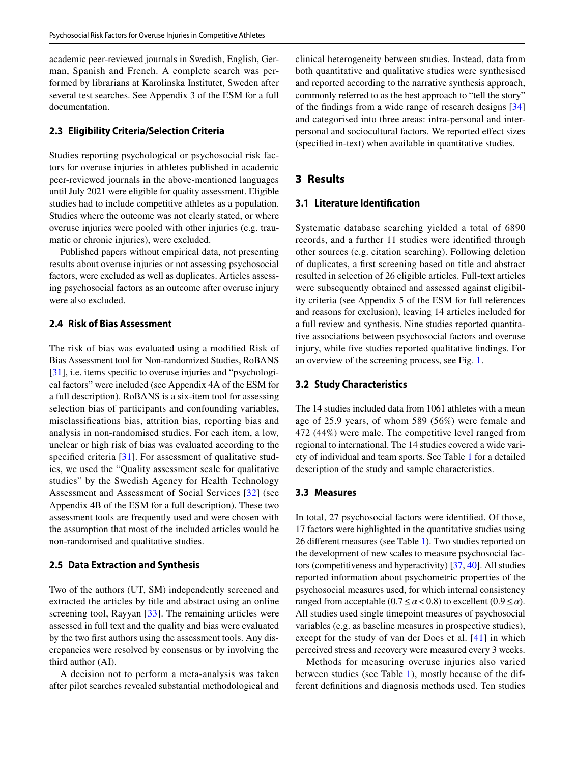academic peer-reviewed journals in Swedish, English, German, Spanish and French. A complete search was performed by librarians at Karolinska Institutet, Sweden after several test searches. See Appendix 3 of the ESM for a full documentation.

### 2.3 Eligibility Criteria/Selection Criteria

Studies reporting psychological or psychosocial risk factors for overuse injuries in athletes published in academic peer-reviewed journals in the above-mentioned languages until July 2021 were eligible for quality assessment. Eligible studies had to include competitive athletes as a population. Studies where the outcome was not clearly stated, or where overuse injuries were pooled with other injuries (e.g. traumatic or chronic injuries), were excluded.

Published papers without empirical data, not presenting results about overuse injuries or not assessing psychosocial factors, were excluded as well as duplicates. Articles assessing psychosocial factors as an outcome after overuse injury were also excluded.

### 2.4 Risk of Bias Assessment

The risk of bias was evaluated using a modified Risk of Bias Assessment tool for Non-randomized Studies, RoBANS [31], i.e. items specific to overuse injuries and "psychological factors" were included (see Appendix 4A of the ESM for a full description). RoBANS is a six-item tool for assessing selection bias of participants and confounding variables, misclassifications bias, attrition bias, reporting bias and analysis in non-randomised studies. For each item, a low, unclear or high risk of bias was evaluated according to the specified criteria [31]. For assessment of qualitative studies, we used the "Quality assessment scale for qualitative studies" by the Swedish Agency for Health Technology Assessment and Assessment of Social Services [32] (see Appendix 4B of the ESM for a full description). These two assessment tools are frequently used and were chosen with the assumption that most of the included articles would be non-randomised and qualitative studies.

### 2.5 Data Extraction and Synthesis

Two of the authors (UT, SM) independently screened and extracted the articles by title and abstract using an online screening tool, Rayyan [33]. The remaining articles were assessed in full text and the quality and bias were evaluated by the two first authors using the assessment tools. Any discrepancies were resolved by consensus or by involving the third author (AI).

A decision not to perform a meta-analysis was taken after pilot searches revealed substantial methodological and clinical heterogeneity between studies. Instead, data from both quantitative and qualitative studies were synthesised and reported according to the narrative synthesis approach, commonly referred to as the best approach to "tell the story" of the findings from a wide range of research designs [34] and categorised into three areas: intra-personal and interpersonal and sociocultural factors. We reported effect sizes (specified in-text) when available in quantitative studies.

## 3 Results

### 3.1 Literature Identification

Systematic database searching yielded a total of 6890 records, and a further 11 studies were identified through other sources (e.g. citation searching). Following deletion of duplicates, a first screening based on title and abstract resulted in selection of 26 eligible articles. Full-text articles were subsequently obtained and assessed against eligibility criteria (see Appendix 5 of the ESM for full references and reasons for exclusion), leaving 14 articles included for a full review and synthesis. Nine studies reported quantitative associations between psychosocial factors and overuse injury, while five studies reported qualitative findings. For an overview of the screening process, see Fig. 1.

### 3.2 Study Characteristics

The 14 studies included data from 1061 athletes with a mean age of 25.9 years, of whom 589 (56%) were female and 472 (44%) were male. The competitive level ranged from regional to international. The 14 studies covered a wide variety of individual and team sports. See Table 1 for a detailed description of the study and sample characteristics.

### 3.3 Measures

In total, 27 psychosocial factors were identified. Of those, 17 factors were highlighted in the quantitative studies using 26 different measures (see Table 1). Two studies reported on the development of new scales to measure psychosocial factors (competitiveness and hyperactivity) [37, 40]. All studies reported information about psychometric properties of the psychosocial measures used, for which internal consistency ranged from acceptable ($0.7 \leq \alpha < 0.8$) to excellent ($0.9 \leq \alpha$). All studies used single timepoint measures of psychosocial variables (e.g. as baseline measures in prospective studies), except for the study of van der Does et al. [41] in which perceived stress and recovery were measured every 3 weeks.

Methods for measuring overuse injuries also varied between studies (see Table 1), mostly because of the different definitions and diagnosis methods used. Ten studies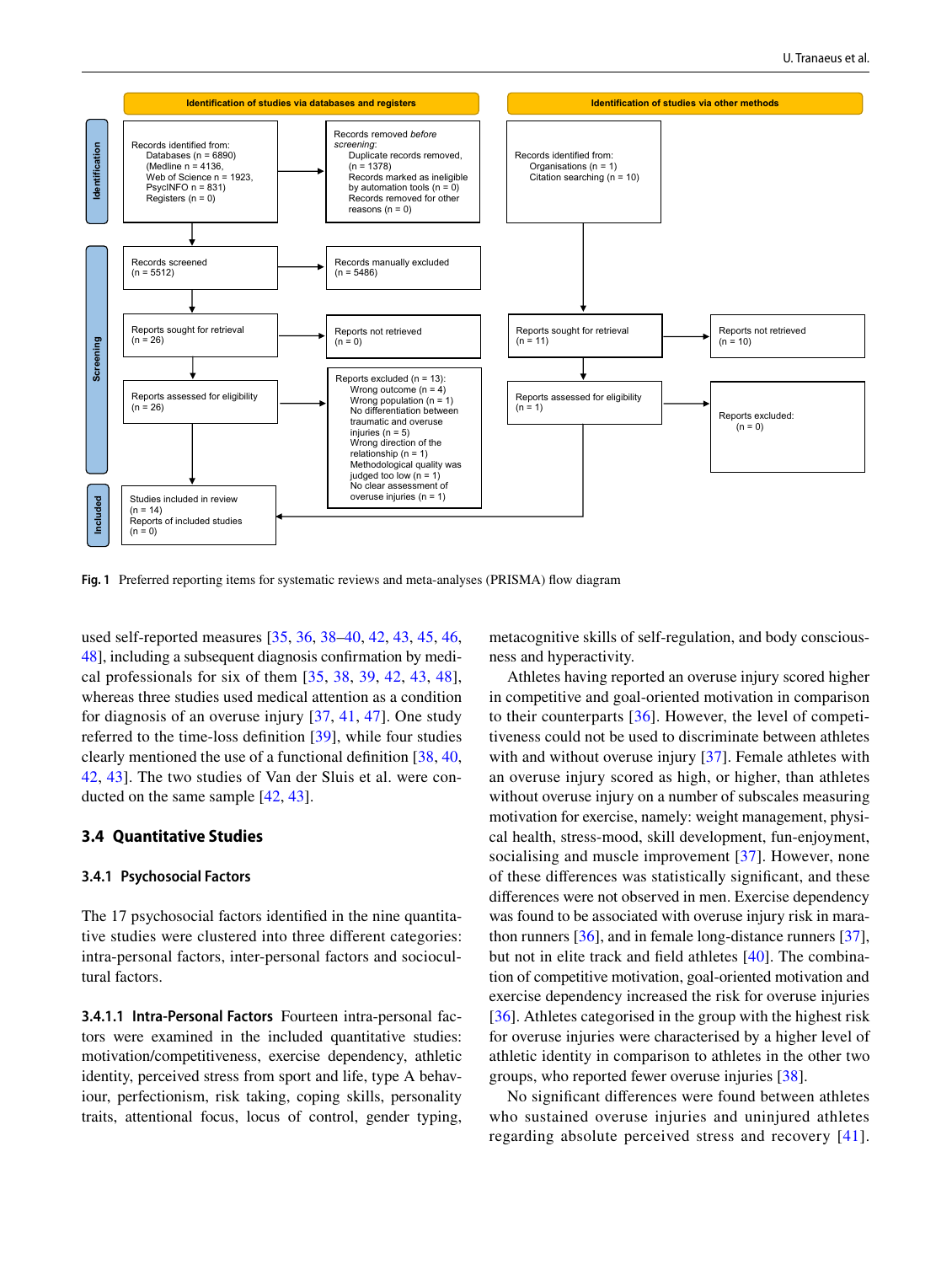Identification of studies via databases and registers

Identification of studies via other methods

**Identification**

Records identified from:
Databases (n = 6890)
(Medline n = 4136,
Web of Science n = 1923,
PsycINFO n = 831)
Registers (n = 0)

Records removed *before screening*:
Duplicate records removed, (n = 1378)
Records marked as ineligible by automation tools (n = 0)
Records removed for other reasons (n = 0)

Records identified from:
Organisations (n = 1)
Citation searching (n = 10)

**Screening**

Records screened (n = 5512)

Records manually excluded (n = 5486)

Reports sought for retrieval (n = 26)

Reports not retrieved (n = 0)

Reports sought for retrieval (n = 11)

Reports not retrieved (n = 10)

Reports assessed for eligibility (n = 26)

Reports excluded (n = 13):
Wrong outcome (n = 4)
Wrong population (n = 1)
No differentiation between traumatic and overuse injuries (n = 5)
Wrong direction of the relationship (n = 1)
Methodological quality was judged too low (n = 1)
No clear assessment of overuse injuries (n = 1)

Reports assessed for eligibility (n = 1)

Reports excluded: (n = 0)

**Included**

Studies included in review (n = 14)
Reports of included studies (n = 0)

**Fig. 1** Preferred reporting items for systematic reviews and meta-analyses (PRISMA) flow diagram

used self-reported measures [35, 36, 38–40, 42, 43, 45, 46, 48], including a subsequent diagnosis confirmation by medical professionals for six of them [35, 38, 39, 42, 43, 48], whereas three studies used medical attention as a condition for diagnosis of an overuse injury [37, 41, 47]. One study referred to the time-loss definition [39], while four studies clearly mentioned the use of a functional definition [38, 40, 42, 43]. The two studies of Van der Sluis et al. were conducted on the same sample [42, 43].

## 3.4 Quantitative Studies

### 3.4.1 Psychosocial Factors

The 17 psychosocial factors identified in the nine quantitative studies were clustered into three different categories: intra-personal factors, inter-personal factors and sociocultural factors.

**3.4.1.1 Intra-Personal Factors** Fourteen intra-personal factors were examined in the included quantitative studies: motivation/competitiveness, exercise dependency, athletic identity, perceived stress from sport and life, type A behaviour, perfectionism, risk taking, coping skills, personality traits, attentional focus, locus of control, gender typing, metacognitive skills of self-regulation, and body consciousness and hyperactivity.

Athletes having reported an overuse injury scored higher in competitive and goal-oriented motivation in comparison to their counterparts [36]. However, the level of competitiveness could not be used to discriminate between athletes with and without overuse injury [37]. Female athletes with an overuse injury scored as high, or higher, than athletes without overuse injury on a number of subscales measuring motivation for exercise, namely: weight management, physical health, stress-mood, skill development, fun-enjoyment, socialising and muscle improvement [37]. However, none of these differences was statistically significant, and these differences were not observed in men. Exercise dependency was found to be associated with overuse injury risk in marathon runners [36], and in female long-distance runners [37], but not in elite track and field athletes [40]. The combination of competitive motivation, goal-oriented motivation and exercise dependency increased the risk for overuse injuries [36]. Athletes categorised in the group with the highest risk for overuse injuries were characterised by a higher level of athletic identity in comparison to athletes in the other two groups, who reported fewer overuse injuries [38].

No significant differences were found between athletes who sustained overuse injuries and uninjured athletes regarding absolute perceived stress and recovery [41].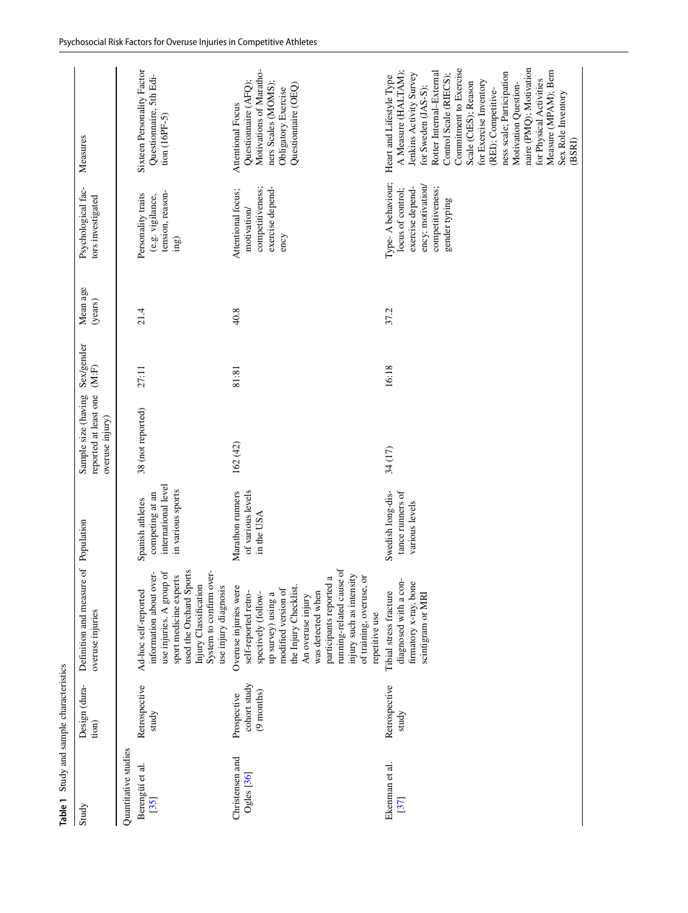**Table 1** Study and sample characteristics

| Study | Design (duration) | Definition and measure of overuse injuries | Population | Sample size (having reported at least one overuse injury) | Sex/gender (M:F) | Mean age (years) | Psychological factors investigated | Measures |
|---|---|---|---|---|---|---|---|---|
| Quantitative studies | | | | | | | | |
| Berengüí et al. [35] | Retrospective study | Ad-hoc self-reported information about overuse injuries. A group of sport medicine experts used the Orchard Sports Injury Classification System to confirm overuse injury diagnosis | Spanish athletes competing at an international level in various sports | 38 (not reported) | 27:11 | 21.4 | Personality traits (e.g. vigilance, tension, reasoning) | Sixteen Personality Factor Questionnaire, 5th Edition (16PF-5) |
| Christensen and Ogles [36] | Prospective cohort study (9 months) | Overuse injuries were self-reported retrospectively (follow-up survey) using a modified version of the Injury Checklist. An overuse injury was detected when participants reported a running-related cause of injury such as intensity of training, overuse, or repetitive use | Marathon runners of various levels in the USA | 162 (42) | 81:81 | 40.8 | Attentional focus; motivation/competitiveness; exercise dependency | Attentional Focus Questionnaire (AFQ); Motivations of Marathoners Scales (MOMS); Obligatory Exercise Questionnaire (OEQ) |
| Ekenman et al. [37] | Retrospective study | Tibial stress fracture diagnosed with a confirmatory x-ray, bone scintigram or MRI | Swedish long-distance runners of various levels | 34 (17) | 16:18 | 37.2 | Type- A behaviour; locus of control; exercise dependency; motivation/competitiveness; gender typing | Heart and Lifestyle Type A Measure (HALTAM); Jenkins Activity Survey for Sweden (JAS-S); Rotter Internal–External Control Scale (RIECS); Commitment to Exercise Scale (CtES); Reason for Exercise Inventory (REI); Competitiveness scale; Participation Motivation Questionnaire (PMQ); Motivation for Physical Activities Measure (MPAM); Bem Sex Role Inventory (BSRI) |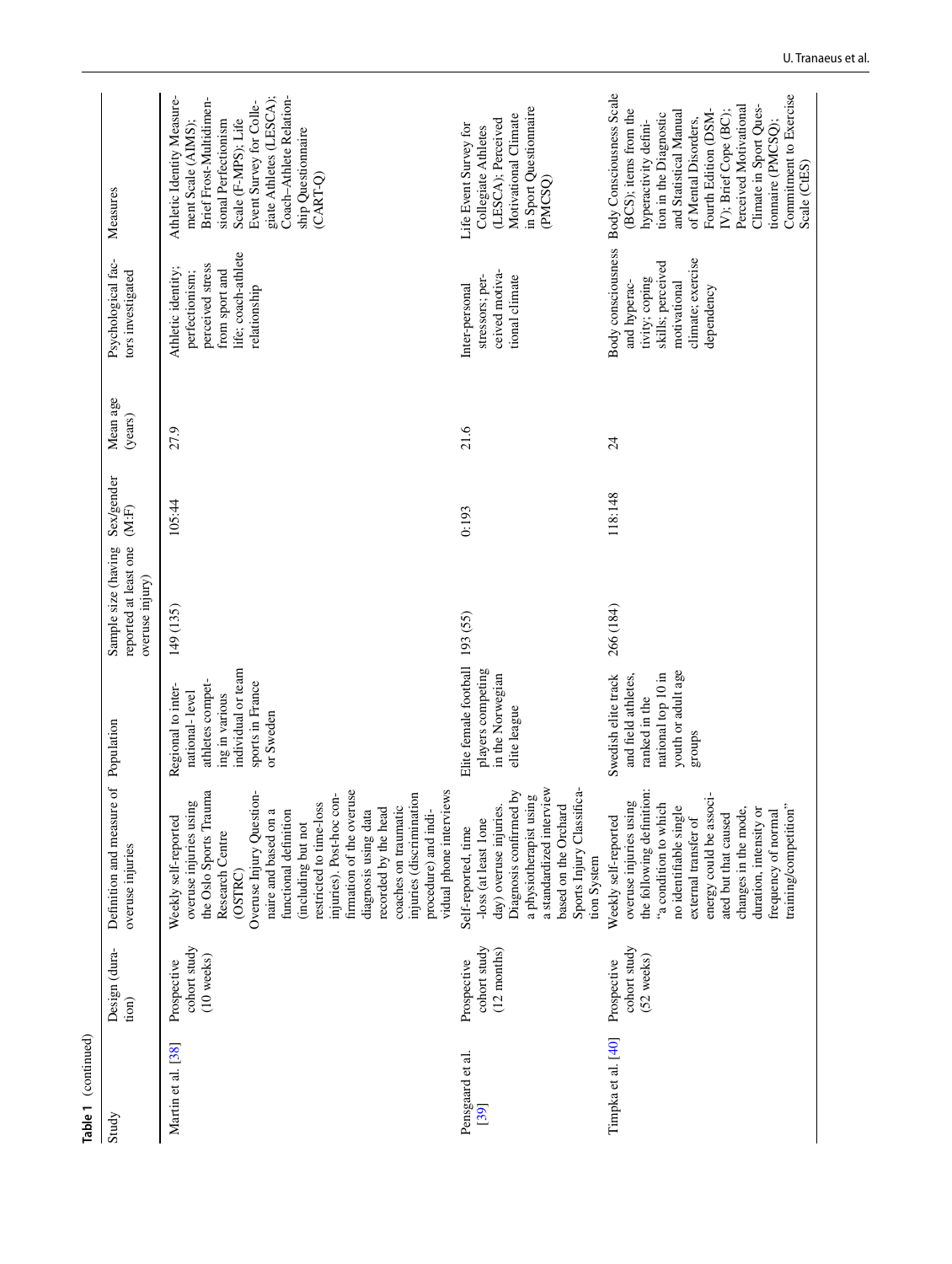**Table 1** (continued)

| Study | Design (duration) | Definition and measure of overuse injuries | Population | Sample size (having reported at least one overuse injury) | Sex/gender (M:F) | Mean age (years) | Psychological factors investigated | Measures |
|---|---|---|---|---|---|---|---|---|
| Martin et al. [38] | Prospective cohort study (10 weeks) | Weekly self-reported overuse injuries using the Oslo Sports Trauma Research Centre (OSTRC) Overuse Injury Questionnaire and based on a functional definition (including but not restricted to time-loss injuries). Post-hoc confirmation of the overuse diagnosis using data recorded by the head coaches on traumatic injuries (discrimination procedure) and individual phone interviews | Regional to international-level athletes competing in various individual or team sports in France or Sweden | 149 (135) | 105:44 | 27.9 | Athletic identity; perfectionism; perceived stress from sport and life; coach-athlete relationship | Athletic Identity Measurement Scale (AIMS); Brief Frost-Multidimensional Perfectionism Scale (F-MPS); Life Event Survey for Collegiate Athletes (LESCA); Coach–Athlete Relationship Questionnaire (CART-Q) |
| Pensgaard et al. [39] | Prospective cohort study (12 months) | Self-reported, time-loss (at least 1 one day) overuse injuries. Diagnosis confirmed by a physiotherapist using a standardized interview based on the Orchard Sports Injury Classification System | Elite female football players competing in the Norwegian elite league | 193 (55) | 0:193 | 21.6 | Inter-personal stressors; perceived motivational climate | Life Event Survey for Collegiate Athletes (LESCA); Perceived Motivational Climate in Sport Questionnaire (PMCSQ) |
| Timpka et al. [40] | Prospective cohort study (52 weeks) | Weekly self-reported overuse injuries using the following definition: "a condition to which no identifiable single external transfer of energy could be associated but that caused changes in the mode, duration, intensity or frequency of normal training/competition" | Swedish elite track and field athletes, ranked in the national top 10 in youth or adult age groups | 266 (184) | 118:148 | 24 | Body consciousness and hyperactivity; coping skills; perceived motivational climate; exercise dependency | Body Consciousness Scale (BCS); items from the hyperactivity definition in the Diagnostic and Statistical Manual of Mental Disorders, Fourth Edition (DSM-IV); Brief Cope (BC); Perceived Motivational Climate in Sport Questionnaire (PMCSQ); Commitment to Exercise Scale (CtES) |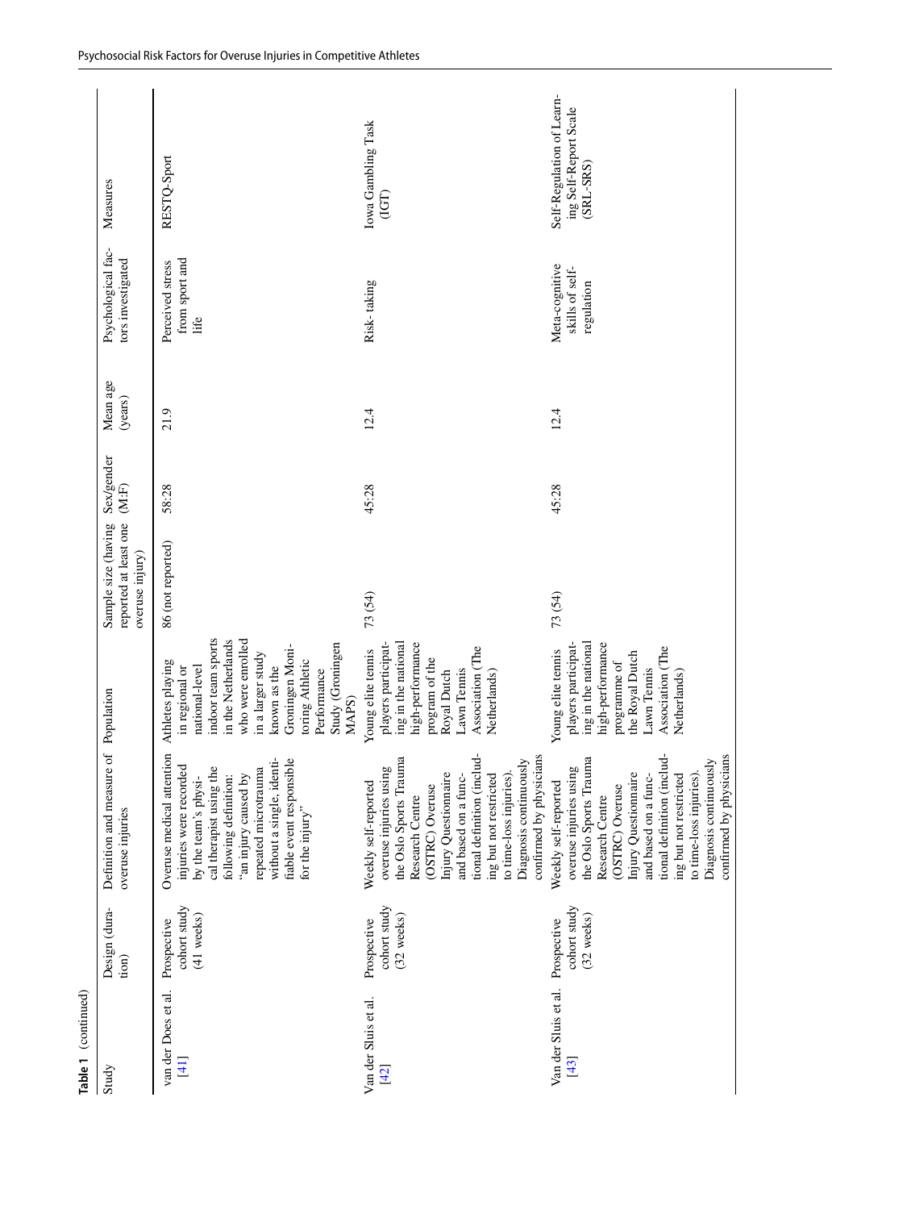**Table 1** (continued)

| Study | Design (duration) | Definition and measure of overuse injuries | Population | Sample size (having reported at least one overuse injury) | Sex/gender (M:F) | Mean age (years) | Psychological factors investigated | Measures |
|---|---|---|---|---|---|---|---|---|
| van der Does et al. [41] | Prospective cohort study (41 weeks) | Overuse medical attention injuries were recorded by the team's physical therapist using the following definition: "an injury caused by repeated microtrauma without a single, identifiable event responsible for the injury" | Athletes playing in regional or national-level indoor team sports in the Netherlands who were enrolled in a larger study known as the Groningen Monitoring Athletic Performance Study (Groningen MAPS) | 86 (not reported) | 58:28 | 21.9 | Perceived stress from sport and life | RESTQ-Sport |
| Van der Sluis et al. [42] | Prospective cohort study (32 weeks) | Weekly self-reported overuse injuries using the Oslo Sports Trauma Research Centre (OSTRC) Overuse Injury Questionnaire and based on a functional definition (including but not restricted to time-loss injuries). Diagnosis continuously confirmed by physicians | Young elite tennis players participating in the national high-performance program of the Royal Dutch Lawn Tennis Association (The Netherlands) | 73 (54) | 45:28 | 12.4 | Risk-taking | Iowa Gambling Task (IGT) |
| Van der Sluis et al. [43] | Prospective cohort study (32 weeks) | Weekly self-reported overuse injuries using the Oslo Sports Trauma Research Centre (OSTRC) Overuse Injury Questionnaire and based on a functional definition (including but not restricted to time-loss injuries). Diagnosis continuously confirmed by physicians | Young elite tennis players participating in the national high-performance programme of the Royal Dutch Lawn Tennis Association (The Netherlands) | 73 (54) | 45:28 | 12.4 | Meta-cognitive skills of self-regulation | Self-Regulation of Learning Self-Report Scale (SRL-SRS) |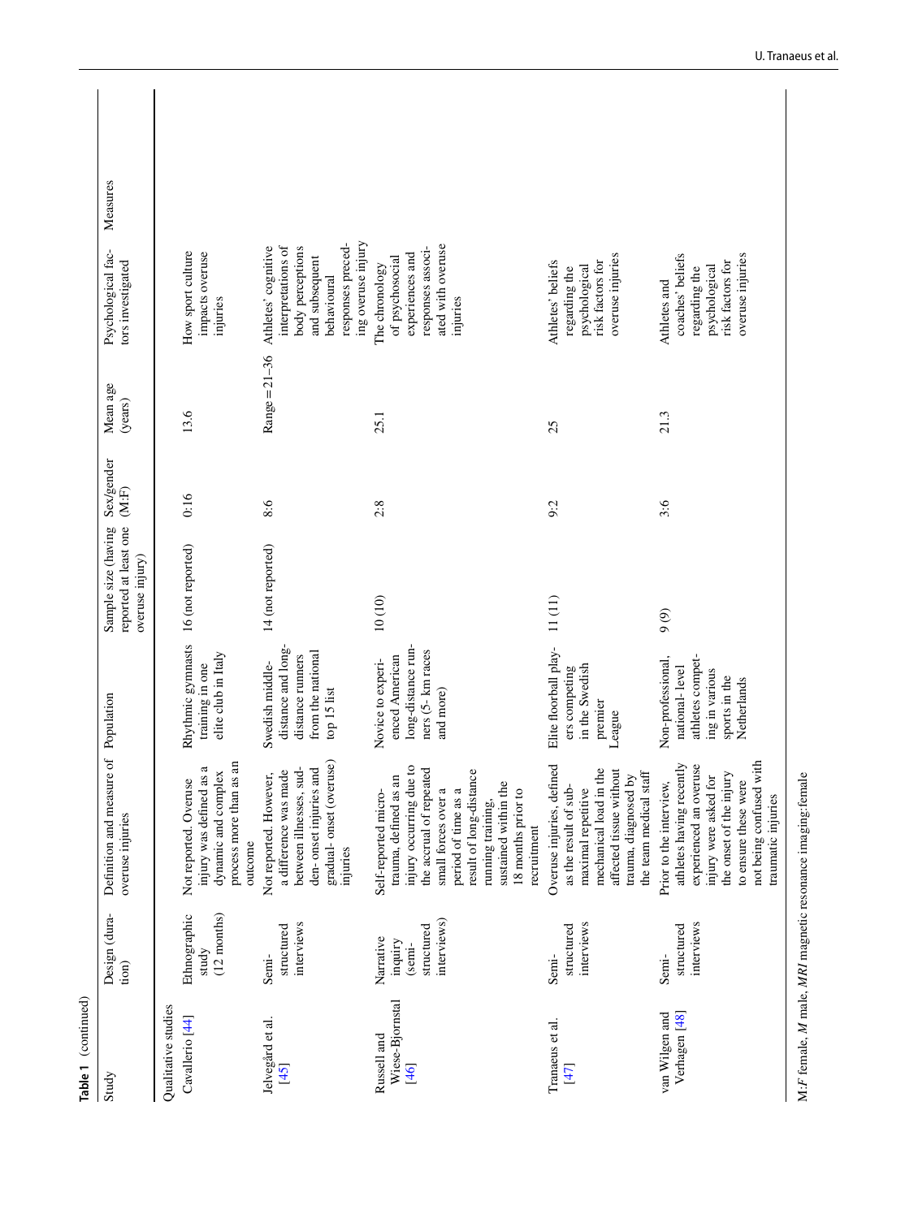**Table 1** (continued)

| Study | Design (duration) | Definition and measure of overuse injuries | Population | Sample size (having reported at least one overuse injury) | Sex/gender (M:F) | Mean age (years) | Psychological factors investigated | Measures |
|---|---|---|---|---|---|---|---|---|
| Qualitative studies | | | | | | | | |
| Cavallerio [44] | Ethnographic study (12 months) | Not reported. Overuse injury was defined as a dynamic and complex process more than as an outcome | Rhythmic gymnasts training in one elite club in Italy | 16 (not reported) | 0:16 | 13.6 | How sport culture impacts overuse injuries | |
| Jelvegård et al. [45] | Semi-structured interviews | Not reported. However, a difference was made between illnesses, sudden- onset injuries and gradual- onset (overuse) injuries | Swedish middle-distance and long-distance runners from the national top 15 list | 14 (not reported) | 8:6 | Range = 21–36 | Athletes' cognitive interpretations of body perceptions and subsequent behavioural responses preceding overuse injury | |
| Russell and Wiese-Bjornstal [46] | Narrative inquiry (semi-structured interviews) | Self-reported micro-trauma, defined as an injury occurring due to the accrual of repeated small forces over a period of time as a result of long-distance running training, sustained within the 18 months prior to recruitment | Novice to experienced American long-distance runners (5- km races and more) | 10 (10) | 2:8 | 25.1 | The chronology of psychosocial experiences and responses associated with overuse injuries | |
| Tranaeus et al. [47] | Semi-structured interviews | Overuse injuries, defined as the result of sub-maximal repetitive mechanical load in the affected tissue without trauma, diagnosed by the team medical staff | Elite floorball players competing in the Swedish premier League | 11 (11) | 9:2 | 25 | Athletes' beliefs regarding the psychological risk factors for overuse injuries | |
| van Wilgen and Verhagen [48] | Semi-structured interviews | Prior to the interview, athletes having recently experienced an overuse injury were asked for the onset of the injury to ensure these were not being confused with traumatic injuries | Non-professional, national- level athletes competing in various sports in the Netherlands | 9 (9) | 3:6 | 21.3 | Athletes and coaches' beliefs regarding the psychological risk factors for overuse injuries | |

M:*F* female, *M* male, *MRI* magnetic resonance imaging:female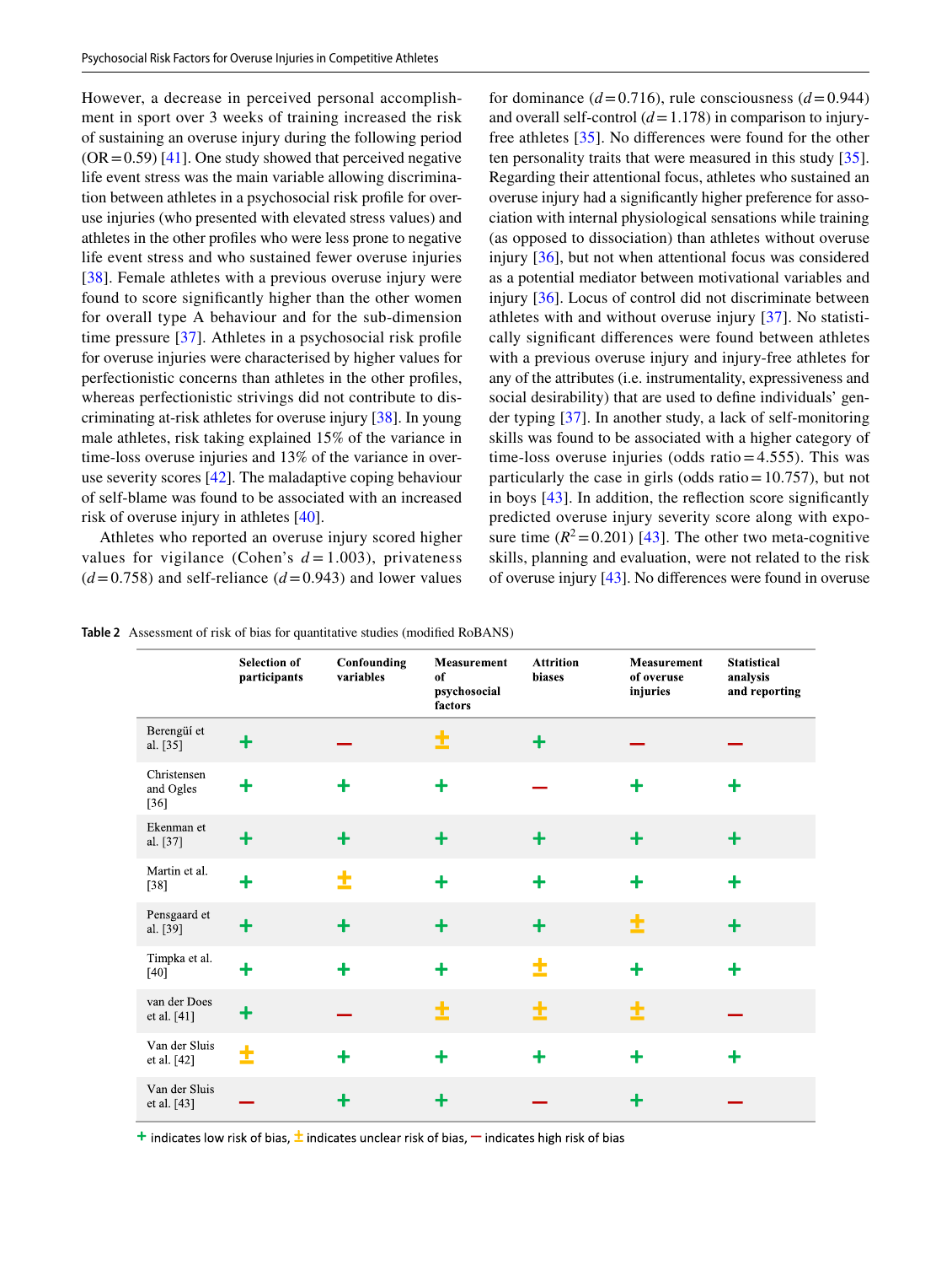However, a decrease in perceived personal accomplishment in sport over 3 weeks of training increased the risk of sustaining an overuse injury during the following period (OR = 0.59) [41]. One study showed that perceived negative life event stress was the main variable allowing discrimination between athletes in a psychosocial risk profile for overuse injuries (who presented with elevated stress values) and athletes in the other profiles who were less prone to negative life event stress and who sustained fewer overuse injuries [38]. Female athletes with a previous overuse injury were found to score significantly higher than the other women for overall type A behaviour and for the sub-dimension time pressure [37]. Athletes in a psychosocial risk profile for overuse injuries were characterised by higher values for perfectionistic concerns than athletes in the other profiles, whereas perfectionistic strivings did not contribute to discriminating at-risk athletes for overuse injury [38]. In young male athletes, risk taking explained 15% of the variance in time-loss overuse injuries and 13% of the variance in overuse severity scores [42]. The maladaptive coping behaviour of self-blame was found to be associated with an increased risk of overuse injury in athletes [40].

Athletes who reported an overuse injury scored higher values for vigilance (Cohen's $d = 1.003$), privateness ($d = 0.758$) and self-reliance ($d = 0.943$) and lower values for dominance ($d = 0.716$), rule consciousness ($d = 0.944$) and overall self-control ($d = 1.178$) in comparison to injury-free athletes [35]. No differences were found for the other ten personality traits that were measured in this study [35]. Regarding their attentional focus, athletes who sustained an overuse injury had a significantly higher preference for association with internal physiological sensations while training (as opposed to dissociation) than athletes without overuse injury [36], but not when attentional focus was considered as a potential mediator between motivational variables and injury [36]. Locus of control did not discriminate between athletes with and without overuse injury [37]. No statistically significant differences were found between athletes with a previous overuse injury and injury-free athletes for any of the attributes (i.e. instrumentality, expressiveness and social desirability) that are used to define individuals' gender typing [37]. In another study, a lack of self-monitoring skills was found to be associated with a higher category of time-loss overuse injuries (odds ratio = 4.555). This was particularly the case in girls (odds ratio = 10.757), but not in boys [43]. In addition, the reflection score significantly predicted overuse injury severity score along with exposure time ($R^2 = 0.201$) [43]. The other two meta-cognitive skills, planning and evaluation, were not related to the risk of overuse injury [43]. No differences were found in overuse

**Table 2** Assessment of risk of bias for quantitative studies (modified RoBANS)

| | Selection of participants | Confounding variables | Measurement of psychosocial factors | Attrition biases | Measurement of overuse injuries | Statistical analysis and reporting |
|---|---|---|---|---|---|---|
| Berengüí et al. [35] | + | − | ± | + | − | − |
| Christensen and Ogles [36] | + | + | + | − | + | + |
| Ekenman et al. [37] | + | + | + | + | + | + |
| Martin et al. [38] | + | ± | + | + | + | + |
| Pensgaard et al. [39] | + | + | + | + | ± | + |
| Timpka et al. [40] | + | + | + | ± | + | + |
| van der Does et al. [41] | + | − | ± | ± | ± | − |
| Van der Sluis et al. [42] | ± | + | + | + | + | + |
| Van der Sluis et al. [43] | − | + | + | − | + | − |

+ indicates low risk of bias, ± indicates unclear risk of bias, − indicates high risk of bias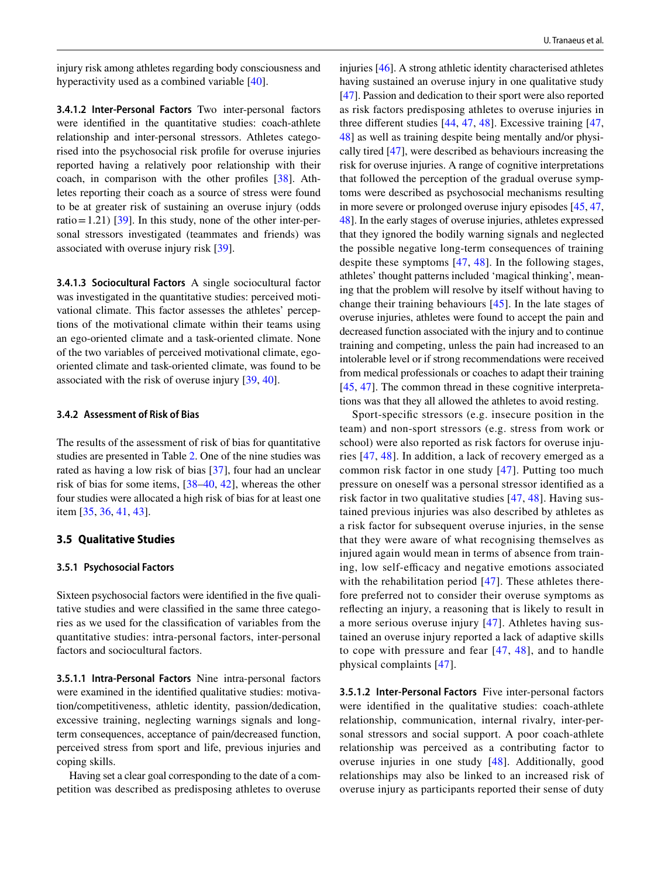injury risk among athletes regarding body consciousness and hyperactivity used as a combined variable [40].

#### 3.4.1.2 Inter-Personal Factors

Two inter-personal factors were identified in the quantitative studies: coach-athlete relationship and inter-personal stressors. Athletes categorised into the psychosocial risk profile for overuse injuries reported having a relatively poor relationship with their coach, in comparison with the other profiles [38]. Athletes reporting their coach as a source of stress were found to be at greater risk of sustaining an overuse injury (odds ratio = 1.21) [39]. In this study, none of the other inter-personal stressors investigated (teammates and friends) was associated with overuse injury risk [39].

#### 3.4.1.3 Sociocultural Factors

A single sociocultural factor was investigated in the quantitative studies: perceived motivational climate. This factor assesses the athletes' perceptions of the motivational climate within their teams using an ego-oriented climate and a task-oriented climate. None of the two variables of perceived motivational climate, ego-oriented climate and task-oriented climate, was found to be associated with the risk of overuse injury [39, 40].

### 3.4.2 Assessment of Risk of Bias

The results of the assessment of risk of bias for quantitative studies are presented in Table 2. One of the nine studies was rated as having a low risk of bias [37], four had an unclear risk of bias for some items, [38–40, 42], whereas the other four studies were allocated a high risk of bias for at least one item [35, 36, 41, 43].

## 3.5 Qualitative Studies

### 3.5.1 Psychosocial Factors

Sixteen psychosocial factors were identified in the five qualitative studies and were classified in the same three categories as we used for the classification of variables from the quantitative studies: intra-personal factors, inter-personal factors and sociocultural factors.

#### 3.5.1.1 Intra-Personal Factors

Nine intra-personal factors were examined in the identified qualitative studies: motivation/competitiveness, athletic identity, passion/dedication, excessive training, neglecting warnings signals and long-term consequences, acceptance of pain/decreased function, perceived stress from sport and life, previous injuries and coping skills.

Having set a clear goal corresponding to the date of a competition was described as predisposing athletes to overuse injuries [46]. A strong athletic identity characterised athletes having sustained an overuse injury in one qualitative study [47]. Passion and dedication to their sport were also reported as risk factors predisposing athletes to overuse injuries in three different studies [44, 47, 48]. Excessive training [47, 48] as well as training despite being mentally and/or physically tired [47], were described as behaviours increasing the risk for overuse injuries. A range of cognitive interpretations that followed the perception of the gradual overuse symptoms were described as psychosocial mechanisms resulting in more severe or prolonged overuse injury episodes [45, 47, 48]. In the early stages of overuse injuries, athletes expressed that they ignored the bodily warning signals and neglected the possible negative long-term consequences of training despite these symptoms [47, 48]. In the following stages, athletes' thought patterns included 'magical thinking', meaning that the problem will resolve by itself without having to change their training behaviours [45]. In the late stages of overuse injuries, athletes were found to accept the pain and decreased function associated with the injury and to continue training and competing, unless the pain had increased to an intolerable level or if strong recommendations were received from medical professionals or coaches to adapt their training [45, 47]. The common thread in these cognitive interpretations was that they all allowed the athletes to avoid resting.

Sport-specific stressors (e.g. insecure position in the team) and non-sport stressors (e.g. stress from work or school) were also reported as risk factors for overuse injuries [47, 48]. In addition, a lack of recovery emerged as a common risk factor in one study [47]. Putting too much pressure on oneself was a personal stressor identified as a risk factor in two qualitative studies [47, 48]. Having sustained previous injuries was also described by athletes as a risk factor for subsequent overuse injuries, in the sense that they were aware of what recognising themselves as injured again would mean in terms of absence from training, low self-efficacy and negative emotions associated with the rehabilitation period [47]. These athletes therefore preferred not to consider their overuse symptoms as reflecting an injury, a reasoning that is likely to result in a more serious overuse injury [47]. Athletes having sustained an overuse injury reported a lack of adaptive skills to cope with pressure and fear [47, 48], and to handle physical complaints [47].

#### 3.5.1.2 Inter-Personal Factors

Five inter-personal factors were identified in the qualitative studies: coach-athlete relationship, communication, internal rivalry, inter-personal stressors and social support. A poor coach-athlete relationship was perceived as a contributing factor to overuse injuries in one study [48]. Additionally, good relationships may also be linked to an increased risk of overuse injury as participants reported their sense of duty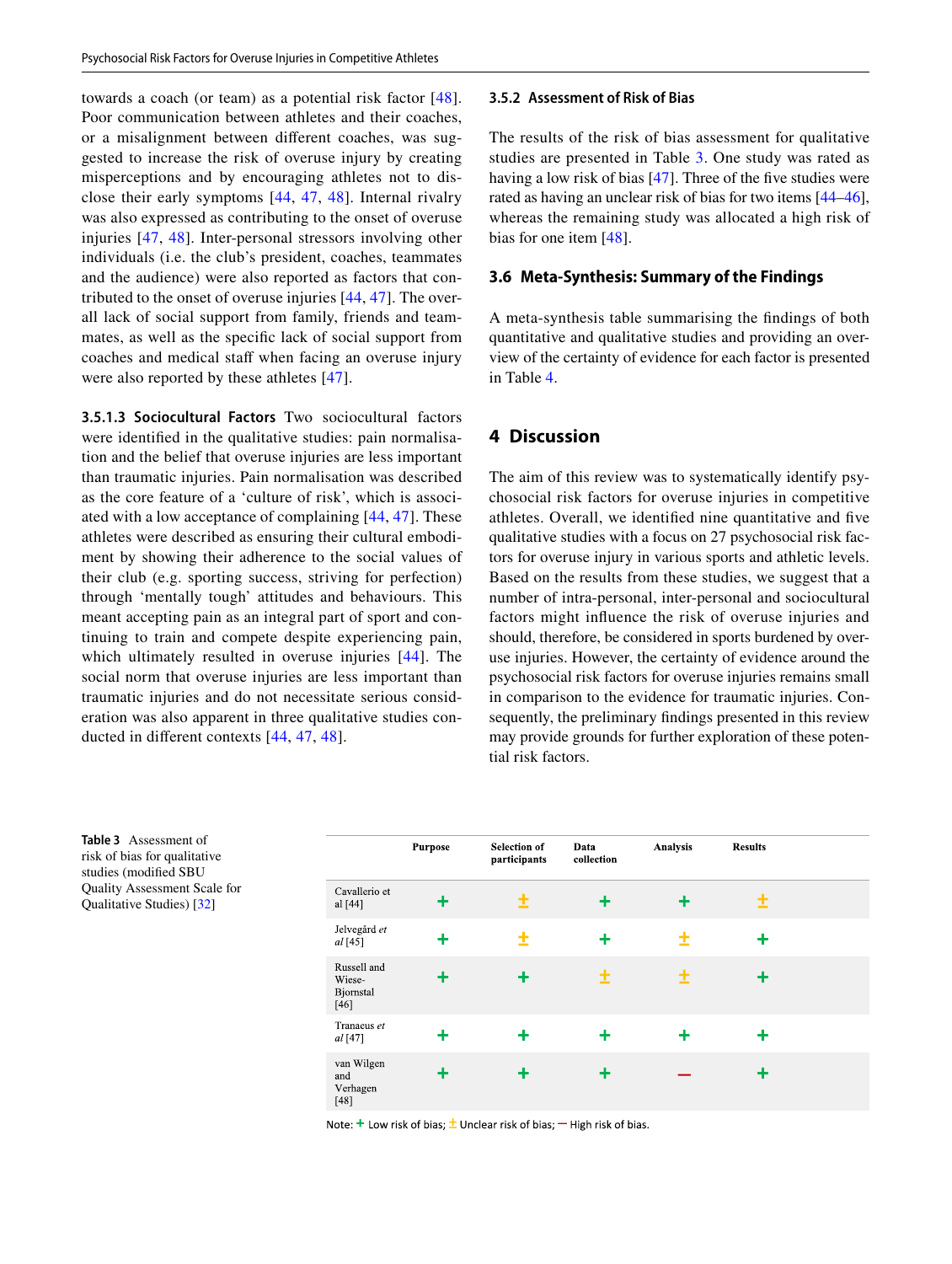towards a coach (or team) as a potential risk factor [48]. Poor communication between athletes and their coaches, or a misalignment between different coaches, was suggested to increase the risk of overuse injury by creating misperceptions and by encouraging athletes not to disclose their early symptoms [44, 47, 48]. Internal rivalry was also expressed as contributing to the onset of overuse injuries [47, 48]. Inter-personal stressors involving other individuals (i.e. the club's president, coaches, teammates and the audience) were also reported as factors that contributed to the onset of overuse injuries [44, 47]. The overall lack of social support from family, friends and teammates, as well as the specific lack of social support from coaches and medical staff when facing an overuse injury were also reported by these athletes [47].

**3.5.1.3 Sociocultural Factors** Two sociocultural factors were identified in the qualitative studies: pain normalisation and the belief that overuse injuries are less important than traumatic injuries. Pain normalisation was described as the core feature of a 'culture of risk', which is associated with a low acceptance of complaining [44, 47]. These athletes were described as ensuring their cultural embodiment by showing their adherence to the social values of their club (e.g. sporting success, striving for perfection) through 'mentally tough' attitudes and behaviours. This meant accepting pain as an integral part of sport and continuing to train and compete despite experiencing pain, which ultimately resulted in overuse injuries [44]. The social norm that overuse injuries are less important than traumatic injuries and do not necessitate serious consideration was also apparent in three qualitative studies conducted in different contexts [44, 47, 48].

#### 3.5.2 Assessment of Risk of Bias

The results of the risk of bias assessment for qualitative studies are presented in Table 3. One study was rated as having a low risk of bias [47]. Three of the five studies were rated as having an unclear risk of bias for two items [44–46], whereas the remaining study was allocated a high risk of bias for one item [48].

### 3.6 Meta-Synthesis: Summary of the Findings

A meta-synthesis table summarising the findings of both quantitative and qualitative studies and providing an overview of the certainty of evidence for each factor is presented in Table 4.

## 4 Discussion

The aim of this review was to systematically identify psychosocial risk factors for overuse injuries in competitive athletes. Overall, we identified nine quantitative and five qualitative studies with a focus on 27 psychosocial risk factors for overuse injury in various sports and athletic levels. Based on the results from these studies, we suggest that a number of intra-personal, inter-personal and sociocultural factors might influence the risk of overuse injuries and should, therefore, be considered in sports burdened by overuse injuries. However, the certainty of evidence around the psychosocial risk factors for overuse injuries remains small in comparison to the evidence for traumatic injuries. Consequently, the preliminary findings presented in this review may provide grounds for further exploration of these potential risk factors.

**Table 3** Assessment of risk of bias for qualitative studies (modified SBU Quality Assessment Scale for Qualitative Studies) [32]

| | Purpose | Selection of participants | Data collection | Analysis | Results |
|---|---|---|---|---|---|
| Cavallerio *et al* [44] | + | ± | + | + | ± |
| Jelvegård *et al* [45] | + | ± | + | ± | + |
| Russell and Wiese-Bjornstal [46] | + | + | ± | ± | + |
| Tranaeus *et al* [47] | + | + | + | + | + |
| van Wilgen and Verhagen [48] | + | + | + | – | + |

Note: + Low risk of bias; ± Unclear risk of bias; – High risk of bias.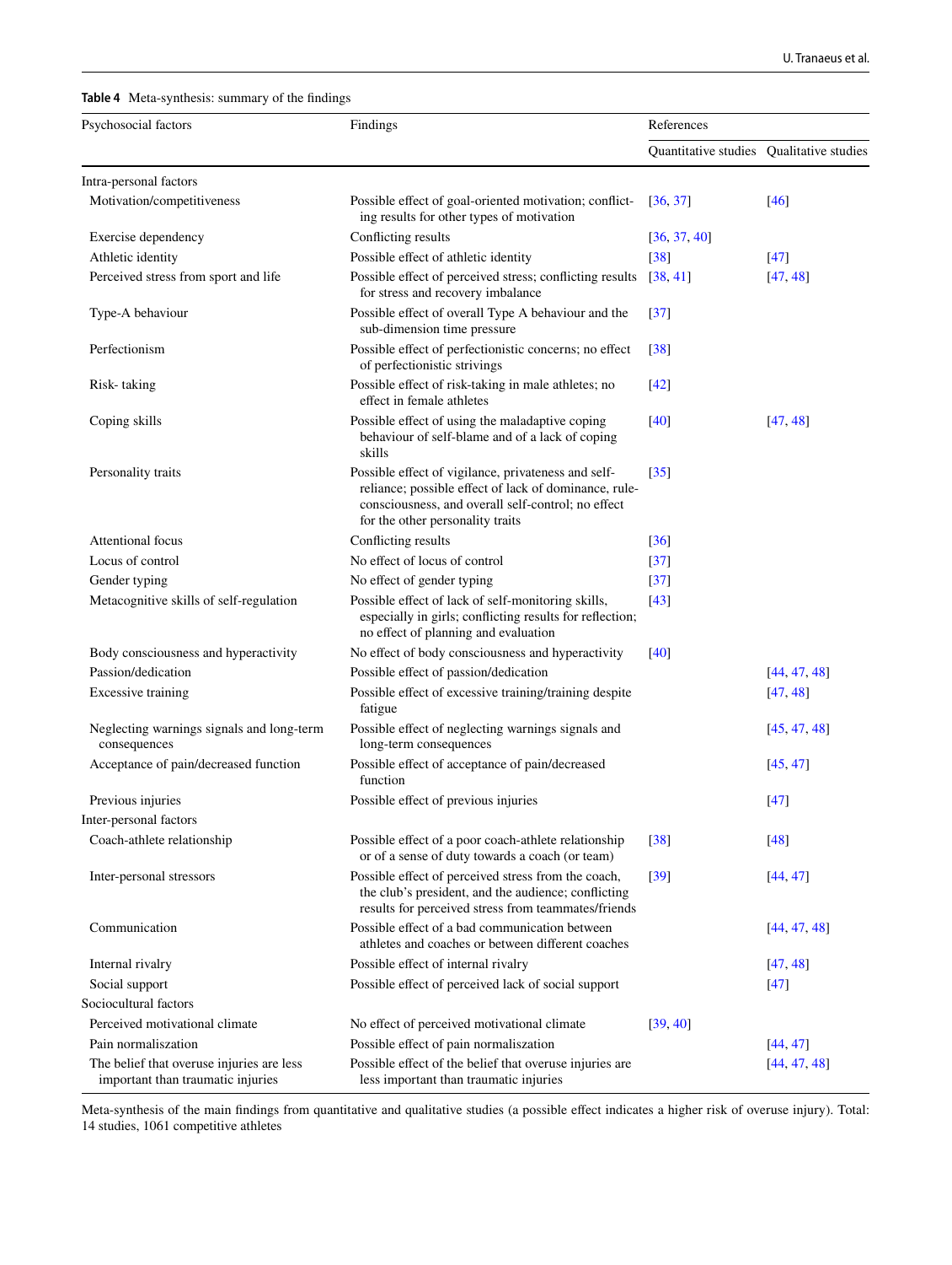**Table 4** Meta-synthesis: summary of the findings

| Psychosocial factors | Findings | References | |
|---|---|---|---|
| | | Quantitative studies | Qualitative studies |
| Intra-personal factors | | | |
| Motivation/competitiveness | Possible effect of goal-oriented motivation; conflicting results for other types of motivation | [36, 37] | [46] |
| Exercise dependency | Conflicting results | [36, 37, 40] | |
| Athletic identity | Possible effect of athletic identity | [38] | [47] |
| Perceived stress from sport and life | Possible effect of perceived stress; conflicting results for stress and recovery imbalance | [38, 41] | [47, 48] |
| Type-A behaviour | Possible effect of overall Type A behaviour and the sub-dimension time pressure | [37] | |
| Perfectionism | Possible effect of perfectionistic concerns; no effect of perfectionistic strivings | [38] | |
| Risk- taking | Possible effect of risk-taking in male athletes; no effect in female athletes | [42] | |
| Coping skills | Possible effect of using the maladaptive coping behaviour of self-blame and of a lack of coping skills | [40] | [47, 48] |
| Personality traits | Possible effect of vigilance, privateness and self-reliance; possible effect of lack of dominance, rule-consciousness, and overall self-control; no effect for the other personality traits | [35] | |
| Attentional focus | Conflicting results | [36] | |
| Locus of control | No effect of locus of control | [37] | |
| Gender typing | No effect of gender typing | [37] | |
| Metacognitive skills of self-regulation | Possible effect of lack of self-monitoring skills, especially in girls; conflicting results for reflection; no effect of planning and evaluation | [43] | |
| Body consciousness and hyperactivity | No effect of body consciousness and hyperactivity | [40] | |
| Passion/dedication | Possible effect of passion/dedication | | [44, 47, 48] |
| Excessive training | Possible effect of excessive training/training despite fatigue | | [47, 48] |
| Neglecting warnings signals and long-term consequences | Possible effect of neglecting warnings signals and long-term consequences | | [45, 47, 48] |
| Acceptance of pain/decreased function | Possible effect of acceptance of pain/decreased function | | [45, 47] |
| Previous injuries | Possible effect of previous injuries | | [47] |
| Inter-personal factors | | | |
| Coach-athlete relationship | Possible effect of a poor coach-athlete relationship or of a sense of duty towards a coach (or team) | [38] | [48] |
| Inter-personal stressors | Possible effect of perceived stress from the coach, the club's president, and the audience; conflicting results for perceived stress from teammates/friends | [39] | [44, 47] |
| Communication | Possible effect of a bad communication between athletes and coaches or between different coaches | | [44, 47, 48] |
| Internal rivalry | Possible effect of internal rivalry | | [47, 48] |
| Social support | Possible effect of perceived lack of social support | | [47] |
| Sociocultural factors | | | |
| Perceived motivational climate | No effect of perceived motivational climate | [39, 40] | |
| Pain normaliszation | Possible effect of pain normaliszation | | [44, 47] |
| The belief that overuse injuries are less important than traumatic injuries | Possible effect of the belief that overuse injuries are less important than traumatic injuries | | [44, 47, 48] |

Meta-synthesis of the main findings from quantitative and qualitative studies (a possible effect indicates a higher risk of overuse injury). Total: 14 studies, 1061 competitive athletes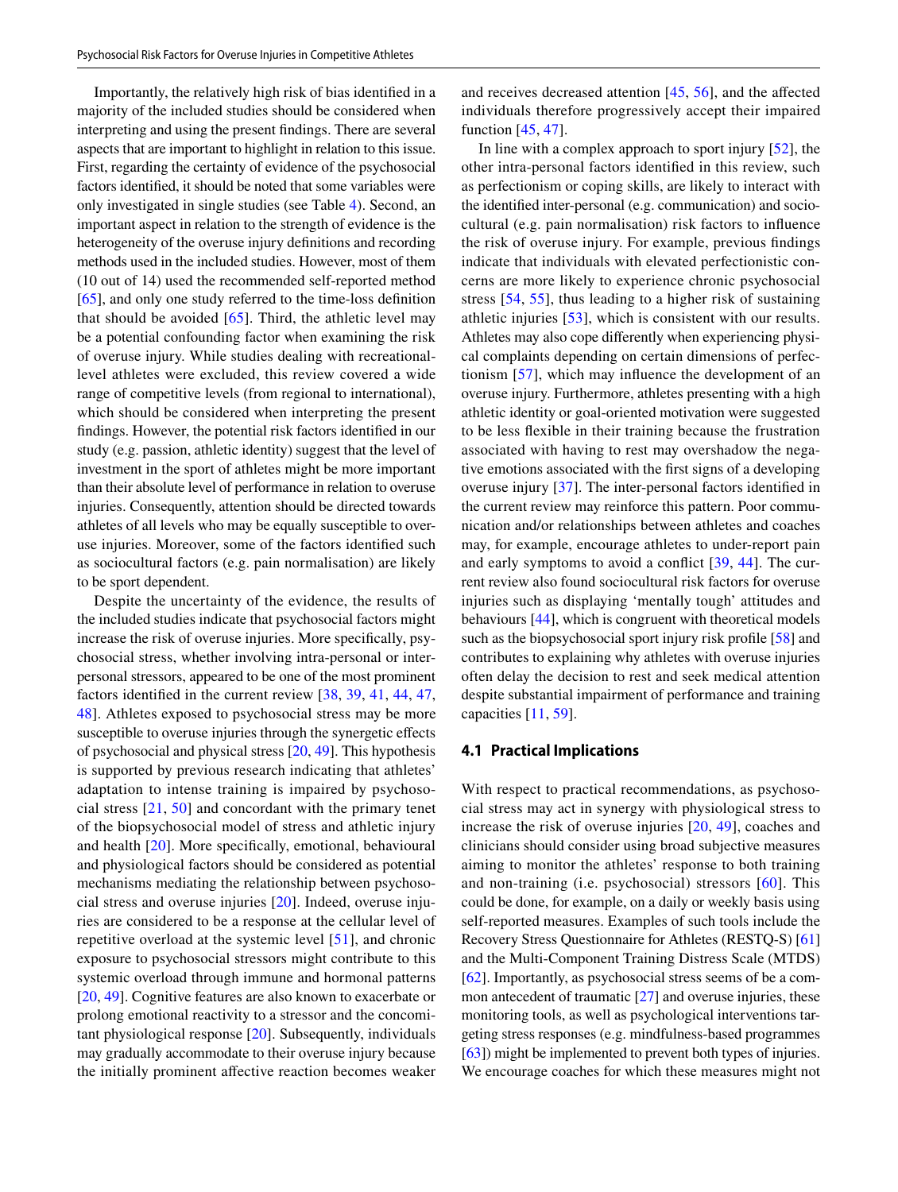Importantly, the relatively high risk of bias identified in a majority of the included studies should be considered when interpreting and using the present findings. There are several aspects that are important to highlight in relation to this issue. First, regarding the certainty of evidence of the psychosocial factors identified, it should be noted that some variables were only investigated in single studies (see Table 4). Second, an important aspect in relation to the strength of evidence is the heterogeneity of the overuse injury definitions and recording methods used in the included studies. However, most of them (10 out of 14) used the recommended self-reported method [65], and only one study referred to the time-loss definition that should be avoided [65]. Third, the athletic level may be a potential confounding factor when examining the risk of overuse injury. While studies dealing with recreational-level athletes were excluded, this review covered a wide range of competitive levels (from regional to international), which should be considered when interpreting the present findings. However, the potential risk factors identified in our study (e.g. passion, athletic identity) suggest that the level of investment in the sport of athletes might be more important than their absolute level of performance in relation to overuse injuries. Consequently, attention should be directed towards athletes of all levels who may be equally susceptible to overuse injuries. Moreover, some of the factors identified such as sociocultural factors (e.g. pain normalisation) are likely to be sport dependent.

Despite the uncertainty of the evidence, the results of the included studies indicate that psychosocial factors might increase the risk of overuse injuries. More specifically, psychosocial stress, whether involving intra-personal or inter-personal stressors, appeared to be one of the most prominent factors identified in the current review [38, 39, 41, 44, 47, 48]. Athletes exposed to psychosocial stress may be more susceptible to overuse injuries through the synergetic effects of psychosocial and physical stress [20, 49]. This hypothesis is supported by previous research indicating that athletes' adaptation to intense training is impaired by psychosocial stress [21, 50] and concordant with the primary tenet of the biopsychosocial model of stress and athletic injury and health [20]. More specifically, emotional, behavioural and physiological factors should be considered as potential mechanisms mediating the relationship between psychosocial stress and overuse injuries [20]. Indeed, overuse injuries are considered to be a response at the cellular level of repetitive overload at the systemic level [51], and chronic exposure to psychosocial stressors might contribute to this systemic overload through immune and hormonal patterns [20, 49]. Cognitive features are also known to exacerbate or prolong emotional reactivity to a stressor and the concomitant physiological response [20]. Subsequently, individuals may gradually accommodate to their overuse injury because the initially prominent affective reaction becomes weaker and receives decreased attention [45, 56], and the affected individuals therefore progressively accept their impaired function [45, 47].

In line with a complex approach to sport injury [52], the other intra-personal factors identified in this review, such as perfectionism or coping skills, are likely to interact with the identified inter-personal (e.g. communication) and sociocultural (e.g. pain normalisation) risk factors to influence the risk of overuse injury. For example, previous findings indicate that individuals with elevated perfectionistic concerns are more likely to experience chronic psychosocial stress [54, 55], thus leading to a higher risk of sustaining athletic injuries [53], which is consistent with our results. Athletes may also cope differently when experiencing physical complaints depending on certain dimensions of perfectionism [57], which may influence the development of an overuse injury. Furthermore, athletes presenting with a high athletic identity or goal-oriented motivation were suggested to be less flexible in their training because the frustration associated with having to rest may overshadow the negative emotions associated with the first signs of a developing overuse injury [37]. The inter-personal factors identified in the current review may reinforce this pattern. Poor communication and/or relationships between athletes and coaches may, for example, encourage athletes to under-report pain and early symptoms to avoid a conflict [39, 44]. The current review also found sociocultural risk factors for overuse injuries such as displaying 'mentally tough' attitudes and behaviours [44], which is congruent with theoretical models such as the biopsychosocial sport injury risk profile [58] and contributes to explaining why athletes with overuse injuries often delay the decision to rest and seek medical attention despite substantial impairment of performance and training capacities [11, 59].

### 4.1 Practical Implications

With respect to practical recommendations, as psychosocial stress may act in synergy with physiological stress to increase the risk of overuse injuries [20, 49], coaches and clinicians should consider using broad subjective measures aiming to monitor the athletes' response to both training and non-training (i.e. psychosocial) stressors [60]. This could be done, for example, on a daily or weekly basis using self-reported measures. Examples of such tools include the Recovery Stress Questionnaire for Athletes (RESTQ-S) [61] and the Multi-Component Training Distress Scale (MTDS) [62]. Importantly, as psychosocial stress seems of be a common antecedent of traumatic [27] and overuse injuries, these monitoring tools, as well as psychological interventions targeting stress responses (e.g. mindfulness-based programmes [63]) might be implemented to prevent both types of injuries. We encourage coaches for which these measures might not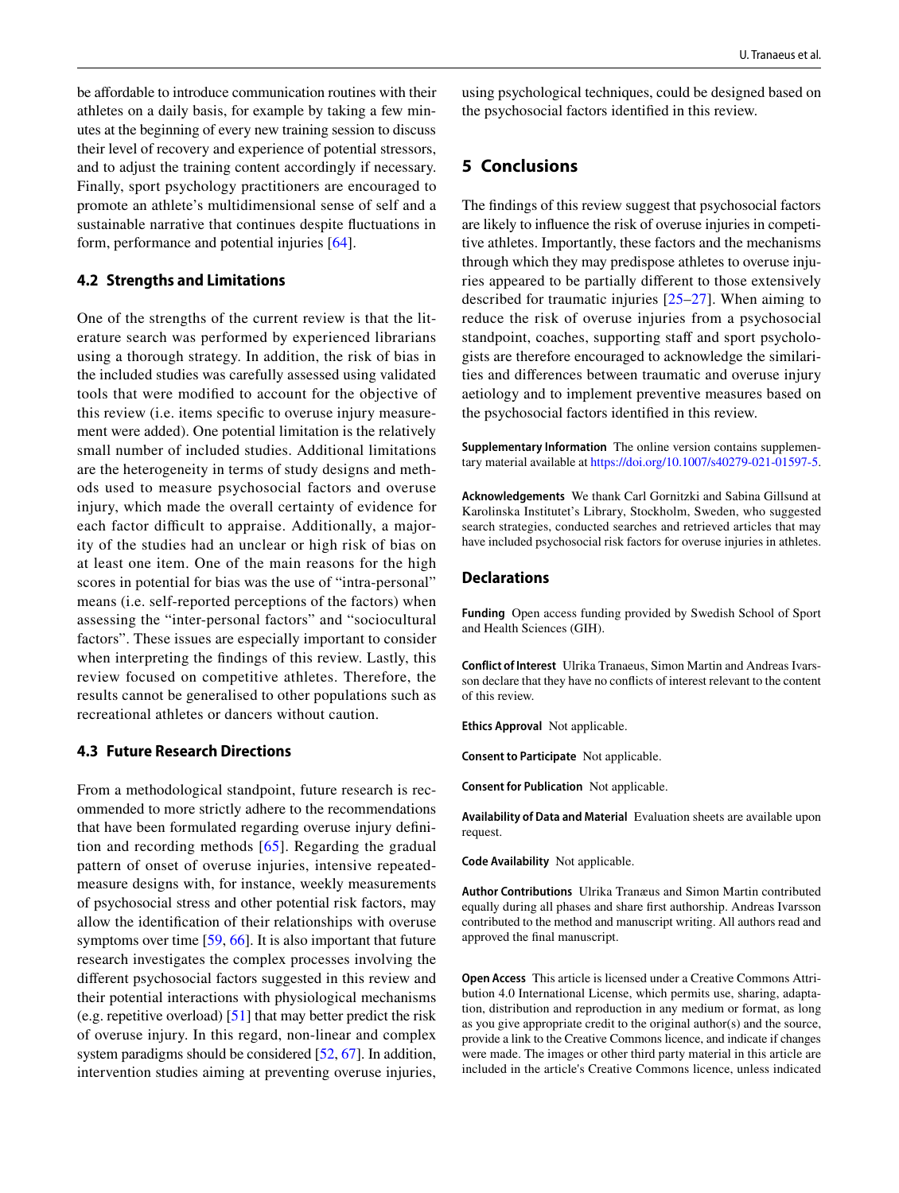be affordable to introduce communication routines with their athletes on a daily basis, for example by taking a few minutes at the beginning of every new training session to discuss their level of recovery and experience of potential stressors, and to adjust the training content accordingly if necessary. Finally, sport psychology practitioners are encouraged to promote an athlete's multidimensional sense of self and a sustainable narrative that continues despite fluctuations in form, performance and potential injuries [64].

### 4.2 Strengths and Limitations

One of the strengths of the current review is that the literature search was performed by experienced librarians using a thorough strategy. In addition, the risk of bias in the included studies was carefully assessed using validated tools that were modified to account for the objective of this review (i.e. items specific to overuse injury measurement were added). One potential limitation is the relatively small number of included studies. Additional limitations are the heterogeneity in terms of study designs and methods used to measure psychosocial factors and overuse injury, which made the overall certainty of evidence for each factor difficult to appraise. Additionally, a majority of the studies had an unclear or high risk of bias on at least one item. One of the main reasons for the high scores in potential for bias was the use of "intra-personal" means (i.e. self-reported perceptions of the factors) when assessing the "inter-personal factors" and "sociocultural factors". These issues are especially important to consider when interpreting the findings of this review. Lastly, this review focused on competitive athletes. Therefore, the results cannot be generalised to other populations such as recreational athletes or dancers without caution.

### 4.3 Future Research Directions

From a methodological standpoint, future research is recommended to more strictly adhere to the recommendations that have been formulated regarding overuse injury definition and recording methods [65]. Regarding the gradual pattern of onset of overuse injuries, intensive repeated-measure designs with, for instance, weekly measurements of psychosocial stress and other potential risk factors, may allow the identification of their relationships with overuse symptoms over time [59, 66]. It is also important that future research investigates the complex processes involving the different psychosocial factors suggested in this review and their potential interactions with physiological mechanisms (e.g. repetitive overload) [51] that may better predict the risk of overuse injury. In this regard, non-linear and complex system paradigms should be considered [52, 67]. In addition, intervention studies aiming at preventing overuse injuries, using psychological techniques, could be designed based on the psychosocial factors identified in this review.

## 5 Conclusions

The findings of this review suggest that psychosocial factors are likely to influence the risk of overuse injuries in competitive athletes. Importantly, these factors and the mechanisms through which they may predispose athletes to overuse injuries appeared to be partially different to those extensively described for traumatic injuries [25–27]. When aiming to reduce the risk of overuse injuries from a psychosocial standpoint, coaches, supporting staff and sport psychologists are therefore encouraged to acknowledge the similarities and differences between traumatic and overuse injury aetiology and to implement preventive measures based on the psychosocial factors identified in this review.

**Supplementary Information** The online version contains supplementary material available at https://doi.org/10.1007/s40279-021-01597-5.

**Acknowledgements** We thank Carl Gornitzki and Sabina Gillsund at Karolinska Institutet's Library, Stockholm, Sweden, who suggested search strategies, conducted searches and retrieved articles that may have included psychosocial risk factors for overuse injuries in athletes.

## Declarations

**Funding** Open access funding provided by Swedish School of Sport and Health Sciences (GIH).

**Conflict of Interest** Ulrika Tranaeus, Simon Martin and Andreas Ivarsson declare that they have no conflicts of interest relevant to the content of this review.

**Ethics Approval** Not applicable.

**Consent to Participate** Not applicable.

**Consent for Publication** Not applicable.

**Availability of Data and Material** Evaluation sheets are available upon request.

**Code Availability** Not applicable.

**Author Contributions** Ulrika Tranæus and Simon Martin contributed equally during all phases and share first authorship. Andreas Ivarsson contributed to the method and manuscript writing. All authors read and approved the final manuscript.

**Open Access** This article is licensed under a Creative Commons Attribution 4.0 International License, which permits use, sharing, adaptation, distribution and reproduction in any medium or format, as long as you give appropriate credit to the original author(s) and the source, provide a link to the Creative Commons licence, and indicate if changes were made. The images or other third party material in this article are included in the article's Creative Commons licence, unless indicated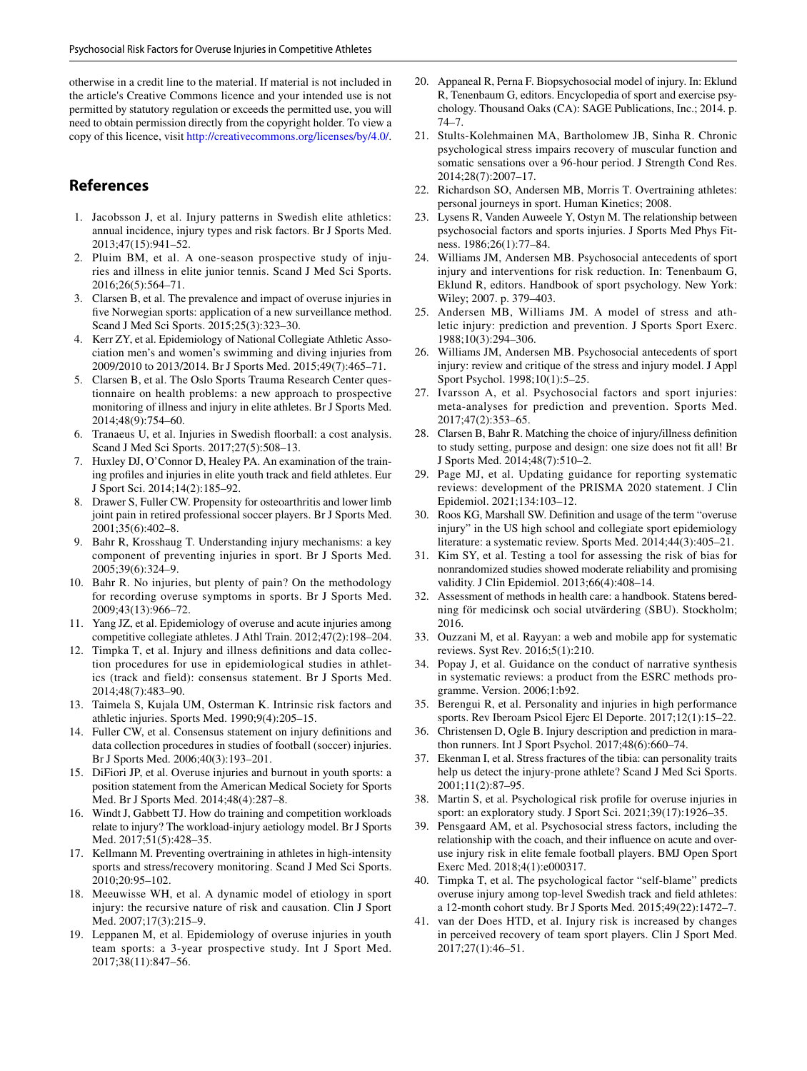otherwise in a credit line to the material. If material is not included in the article's Creative Commons licence and your intended use is not permitted by statutory regulation or exceeds the permitted use, you will need to obtain permission directly from the copyright holder. To view a copy of this licence, visit http://creativecommons.org/licenses/by/4.0/.

## References

1. Jacobsson J, et al. Injury patterns in Swedish elite athletics: annual incidence, injury types and risk factors. Br J Sports Med. 2013;47(15):941–52.
2. Pluim BM, et al. A one-season prospective study of injuries and illness in elite junior tennis. Scand J Med Sci Sports. 2016;26(5):564–71.
3. Clarsen B, et al. The prevalence and impact of overuse injuries in five Norwegian sports: application of a new surveillance method. Scand J Med Sci Sports. 2015;25(3):323–30.
4. Kerr ZY, et al. Epidemiology of National Collegiate Athletic Association men's and women's swimming and diving injuries from 2009/2010 to 2013/2014. Br J Sports Med. 2015;49(7):465–71.
5. Clarsen B, et al. The Oslo Sports Trauma Research Center questionnaire on health problems: a new approach to prospective monitoring of illness and injury in elite athletes. Br J Sports Med. 2014;48(9):754–60.
6. Tranaeus U, et al. Injuries in Swedish floorball: a cost analysis. Scand J Med Sci Sports. 2017;27(5):508–13.
7. Huxley DJ, O'Connor D, Healey PA. An examination of the training profiles and injuries in elite youth track and field athletes. Eur J Sport Sci. 2014;14(2):185–92.
8. Drawer S, Fuller CW. Propensity for osteoarthritis and lower limb joint pain in retired professional soccer players. Br J Sports Med. 2001;35(6):402–8.
9. Bahr R, Krosshaug T. Understanding injury mechanisms: a key component of preventing injuries in sport. Br J Sports Med. 2005;39(6):324–9.
10. Bahr R. No injuries, but plenty of pain? On the methodology for recording overuse symptoms in sports. Br J Sports Med. 2009;43(13):966–72.
11. Yang JZ, et al. Epidemiology of overuse and acute injuries among competitive collegiate athletes. J Athl Train. 2012;47(2):198–204.
12. Timpka T, et al. Injury and illness definitions and data collection procedures for use in epidemiological studies in athletics (track and field): consensus statement. Br J Sports Med. 2014;48(7):483–90.
13. Taimela S, Kujala UM, Osterman K. Intrinsic risk factors and athletic injuries. Sports Med. 1990;9(4):205–15.
14. Fuller CW, et al. Consensus statement on injury definitions and data collection procedures in studies of football (soccer) injuries. Br J Sports Med. 2006;40(3):193–201.
15. DiFiori JP, et al. Overuse injuries and burnout in youth sports: a position statement from the American Medical Society for Sports Med. Br J Sports Med. 2014;48(4):287–8.
16. Windt J, Gabbett TJ. How do training and competition workloads relate to injury? The workload-injury aetiology model. Br J Sports Med. 2017;51(5):428–35.
17. Kellmann M. Preventing overtraining in athletes in high-intensity sports and stress/recovery monitoring. Scand J Med Sci Sports. 2010;20:95–102.
18. Meeuwisse WH, et al. A dynamic model of etiology in sport injury: the recursive nature of risk and causation. Clin J Sport Med. 2007;17(3):215–9.
19. Leppanen M, et al. Epidemiology of overuse injuries in youth team sports: a 3-year prospective study. Int J Sport Med. 2017;38(11):847–56.
20. Appaneal R, Perna F. Biopsychosocial model of injury. In: Eklund R, Tenenbaum G, editors. Encyclopedia of sport and exercise psychology. Thousand Oaks (CA): SAGE Publications, Inc.; 2014. p. 74–7.
21. Stults-Kolehmainen MA, Bartholomew JB, Sinha R. Chronic psychological stress impairs recovery of muscular function and somatic sensations over a 96-hour period. J Strength Cond Res. 2014;28(7):2007–17.
22. Richardson SO, Andersen MB, Morris T. Overtraining athletes: personal journeys in sport. Human Kinetics; 2008.
23. Lysens R, Vanden Auweele Y, Ostyn M. The relationship between psychosocial factors and sports injuries. J Sports Med Phys Fitness. 1986;26(1):77–84.
24. Williams JM, Andersen MB. Psychosocial antecedents of sport injury and interventions for risk reduction. In: Tenenbaum G, Eklund R, editors. Handbook of sport psychology. New York: Wiley; 2007. p. 379–403.
25. Andersen MB, Williams JM. A model of stress and athletic injury: prediction and prevention. J Sports Sport Exerc. 1988;10(3):294–306.
26. Williams JM, Andersen MB. Psychosocial antecedents of sport injury: review and critique of the stress and injury model. J Appl Sport Psychol. 1998;10(1):5–25.
27. Ivarsson A, et al. Psychosocial factors and sport injuries: meta-analyses for prediction and prevention. Sports Med. 2017;47(2):353–65.
28. Clarsen B, Bahr R. Matching the choice of injury/illness definition to study setting, purpose and design: one size does not fit all! Br J Sports Med. 2014;48(7):510–2.
29. Page MJ, et al. Updating guidance for reporting systematic reviews: development of the PRISMA 2020 statement. J Clin Epidemiol. 2021;134:103–12.
30. Roos KG, Marshall SW. Definition and usage of the term "overuse injury" in the US high school and collegiate sport epidemiology literature: a systematic review. Sports Med. 2014;44(3):405–21.
31. Kim SY, et al. Testing a tool for assessing the risk of bias for nonrandomized studies showed moderate reliability and promising validity. J Clin Epidemiol. 2013;66(4):408–14.
32. Assessment of methods in health care: a handbook. Statens beredning för medicinsk och social utvärdering (SBU). Stockholm; 2016.
33. Ouzzani M, et al. Rayyan: a web and mobile app for systematic reviews. Syst Rev. 2016;5(1):210.
34. Popay J, et al. Guidance on the conduct of narrative synthesis in systematic reviews: a product from the ESRC methods programme. Version. 2006;1:b92.
35. Berengui R, et al. Personality and injuries in high performance sports. Rev Iberoam Psicol Ejerc El Deporte. 2017;12(1):15–22.
36. Christensen D, Ogle B. Injury description and prediction in marathon runners. Int J Sport Psychol. 2017;48(6):660–74.
37. Ekenman I, et al. Stress fractures of the tibia: can personality traits help us detect the injury-prone athlete? Scand J Med Sci Sports. 2001;11(2):87–95.
38. Martin S, et al. Psychological risk profile for overuse injuries in sport: an exploratory study. J Sport Sci. 2021;39(17):1926–35.
39. Pensgaard AM, et al. Psychosocial stress factors, including the relationship with the coach, and their influence on acute and overuse injury risk in elite female football players. BMJ Open Sport Exerc Med. 2018;4(1):e000317.
40. Timpka T, et al. The psychological factor "self-blame" predicts overuse injury among top-level Swedish track and field athletes: a 12-month cohort study. Br J Sports Med. 2015;49(22):1472–7.
41. van der Does HTD, et al. Injury risk is increased by changes in perceived recovery of team sport players. Clin J Sport Med. 2017;27(1):46–51.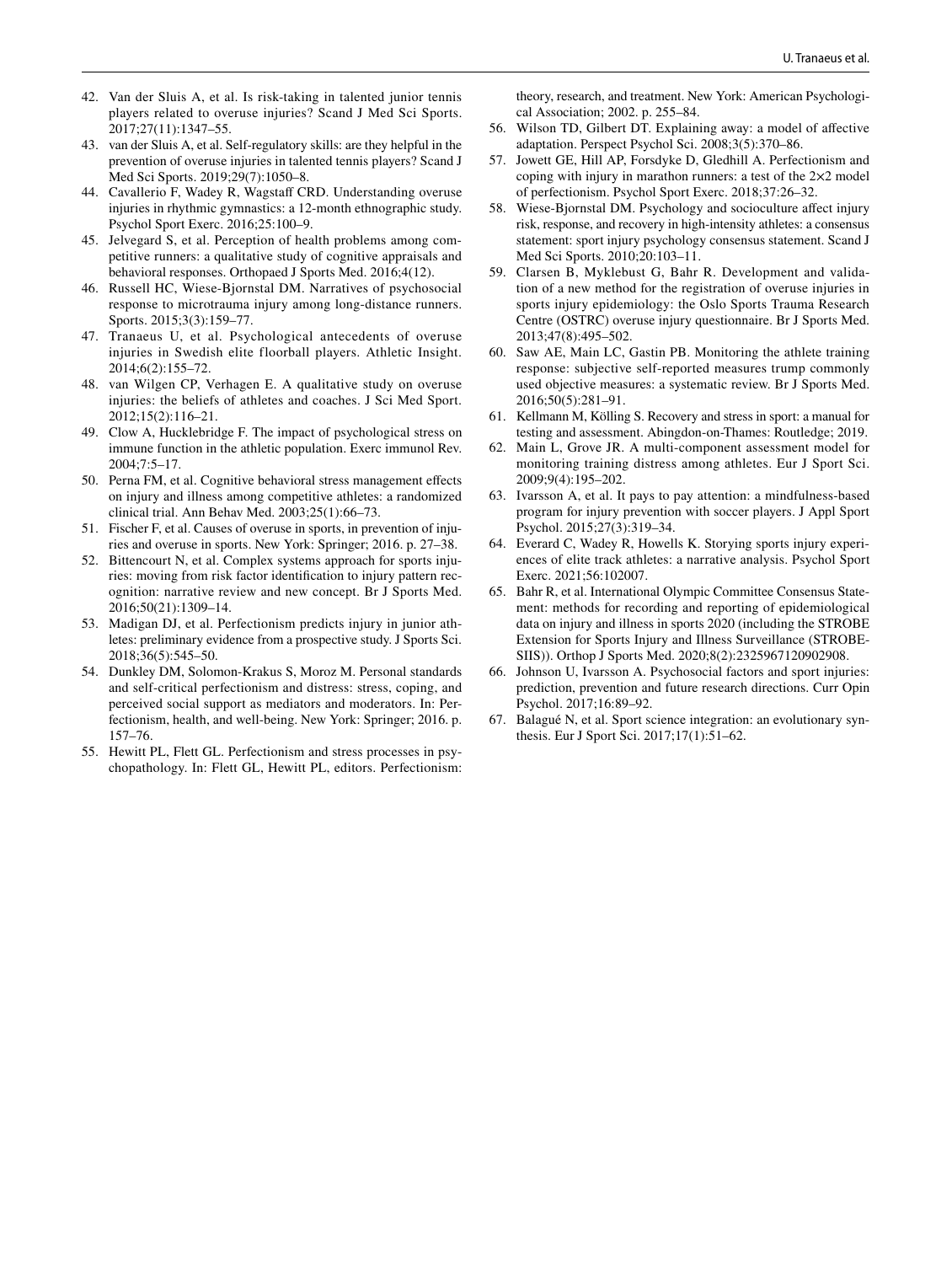42. Van der Sluis A, et al. Is risk-taking in talented junior tennis players related to overuse injuries? Scand J Med Sci Sports. 2017;27(11):1347–55.
43. van der Sluis A, et al. Self-regulatory skills: are they helpful in the prevention of overuse injuries in talented tennis players? Scand J Med Sci Sports. 2019;29(7):1050–8.
44. Cavallerio F, Wadey R, Wagstaff CRD. Understanding overuse injuries in rhythmic gymnastics: a 12-month ethnographic study. Psychol Sport Exerc. 2016;25:100–9.
45. Jelvegard S, et al. Perception of health problems among competitive runners: a qualitative study of cognitive appraisals and behavioral responses. Orthopaed J Sports Med. 2016;4(12).
46. Russell HC, Wiese-Bjornstal DM. Narratives of psychosocial response to microtrauma injury among long-distance runners. Sports. 2015;3(3):159–77.
47. Tranaeus U, et al. Psychological antecedents of overuse injuries in Swedish elite floorball players. Athletic Insight. 2014;6(2):155–72.
48. van Wilgen CP, Verhagen E. A qualitative study on overuse injuries: the beliefs of athletes and coaches. J Sci Med Sport. 2012;15(2):116–21.
49. Clow A, Hucklebridge F. The impact of psychological stress on immune function in the athletic population. Exerc immunol Rev. 2004;7:5–17.
50. Perna FM, et al. Cognitive behavioral stress management effects on injury and illness among competitive athletes: a randomized clinical trial. Ann Behav Med. 2003;25(1):66–73.
51. Fischer F, et al. Causes of overuse in sports, in prevention of injuries and overuse in sports. New York: Springer; 2016. p. 27–38.
52. Bittencourt N, et al. Complex systems approach for sports injuries: moving from risk factor identification to injury pattern recognition: narrative review and new concept. Br J Sports Med. 2016;50(21):1309–14.
53. Madigan DJ, et al. Perfectionism predicts injury in junior athletes: preliminary evidence from a prospective study. J Sports Sci. 2018;36(5):545–50.
54. Dunkley DM, Solomon-Krakus S, Moroz M. Personal standards and self-critical perfectionism and distress: stress, coping, and perceived social support as mediators and moderators. In: Perfectionism, health, and well-being. New York: Springer; 2016. p. 157–76.
55. Hewitt PL, Flett GL. Perfectionism and stress processes in psychopathology. In: Flett GL, Hewitt PL, editors. Perfectionism: theory, research, and treatment. New York: American Psychological Association; 2002. p. 255–84.
56. Wilson TD, Gilbert DT. Explaining away: a model of affective adaptation. Perspect Psychol Sci. 2008;3(5):370–86.
57. Jowett GE, Hill AP, Forsydke D, Gledhill A. Perfectionism and coping with injury in marathon runners: a test of the 2×2 model of perfectionism. Psychol Sport Exerc. 2018;37:26–32.
58. Wiese-Bjornstal DM. Psychology and socioculture affect injury risk, response, and recovery in high-intensity athletes: a consensus statement: sport injury psychology consensus statement. Scand J Med Sci Sports. 2010;20:103–11.
59. Clarsen B, Myklebust G, Bahr R. Development and validation of a new method for the registration of overuse injuries in sports injury epidemiology: the Oslo Sports Trauma Research Centre (OSTRC) overuse injury questionnaire. Br J Sports Med. 2013;47(8):495–502.
60. Saw AE, Main LC, Gastin PB. Monitoring the athlete training response: subjective self-reported measures trump commonly used objective measures: a systematic review. Br J Sports Med. 2016;50(5):281–91.
61. Kellmann M, Kölling S. Recovery and stress in sport: a manual for testing and assessment. Abingdon-on-Thames: Routledge; 2019.
62. Main L, Grove JR. A multi-component assessment model for monitoring training distress among athletes. Eur J Sport Sci. 2009;9(4):195–202.
63. Ivarsson A, et al. It pays to pay attention: a mindfulness-based program for injury prevention with soccer players. J Appl Sport Psychol. 2015;27(3):319–34.
64. Everard C, Wadey R, Howells K. Storying sports injury experiences of elite track athletes: a narrative analysis. Psychol Sport Exerc. 2021;56:102007.
65. Bahr R, et al. International Olympic Committee Consensus Statement: methods for recording and reporting of epidemiological data on injury and illness in sports 2020 (including the STROBE Extension for Sports Injury and Illness Surveillance (STROBE-SIIS)). Orthop J Sports Med. 2020;8(2):2325967120902908.
66. Johnson U, Ivarsson A. Psychosocial factors and sport injuries: prediction, prevention and future research directions. Curr Opin Psychol. 2017;16:89–92.
67. Balagué N, et al. Sport science integration: an evolutionary synthesis. Eur J Sport Sci. 2017;17(1):51–62.